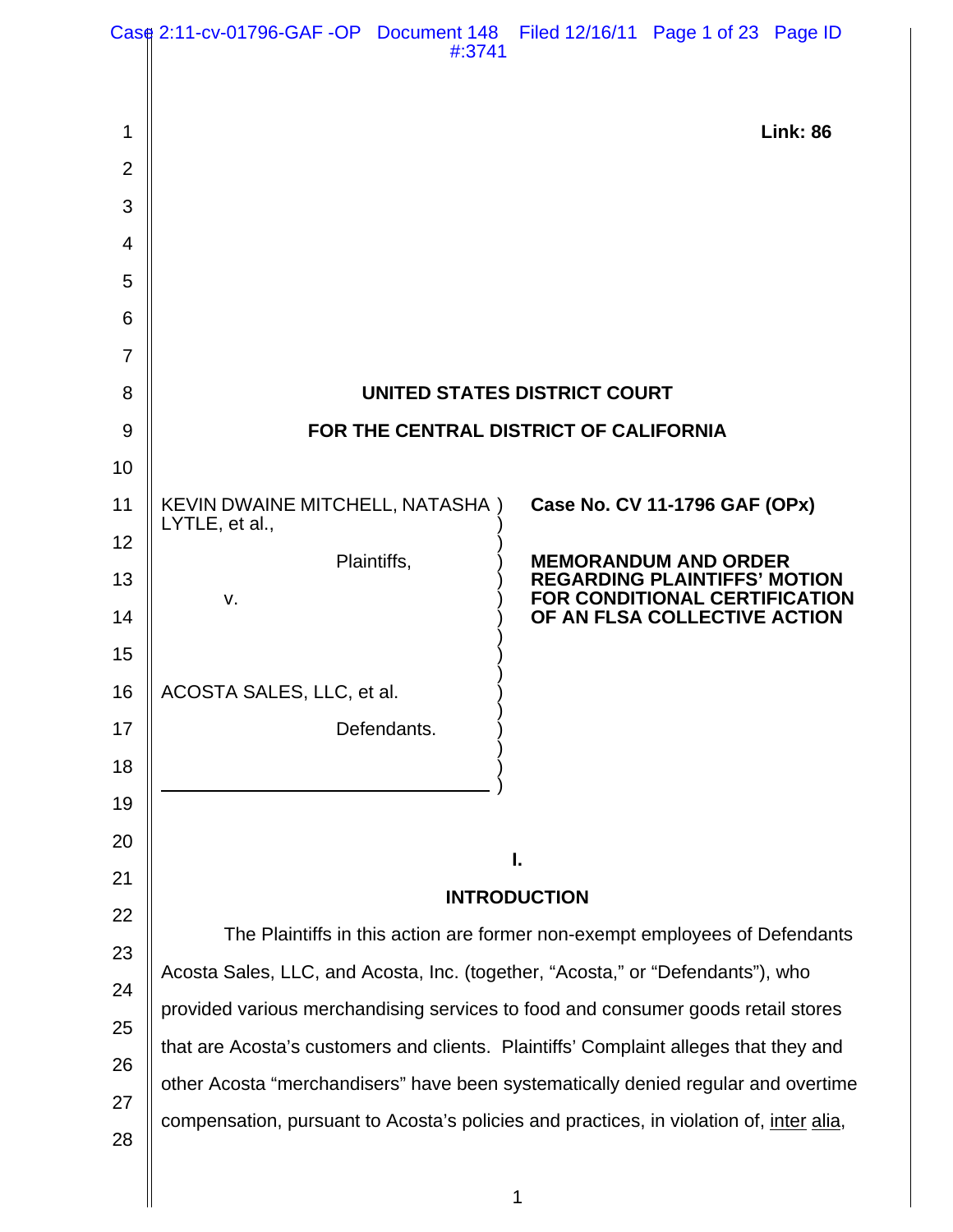**Link: 86**

**UNITED STATES DISTRICT COURT**

**FOR THE CENTRAL DISTRICT OF CALIFORNIA**

| | |
|---|---|
| KEVIN DWAINE MITCHELL, NATASHA LYTLE, et al.,<br><br>Plaintiffs,<br><br>v.<br><br>ACOSTA SALES, LLC, et al.<br><br>Defendants. | **Case No. CV 11-1796 GAF (OPx)**<br><br>**MEMORANDUM AND ORDER REGARDING PLAINTIFFS' MOTION FOR CONDITIONAL CERTIFICATION OF AN FLSA COLLECTIVE ACTION** |

## I.

## INTRODUCTION

The Plaintiffs in this action are former non-exempt employees of Defendants Acosta Sales, LLC, and Acosta, Inc. (together, "Acosta," or "Defendants"), who provided various merchandising services to food and consumer goods retail stores that are Acosta's customers and clients. Plaintiffs' Complaint alleges that they and other Acosta "merchandisers" have been systematically denied regular and overtime compensation, pursuant to Acosta's policies and practices, in violation of, inter alia,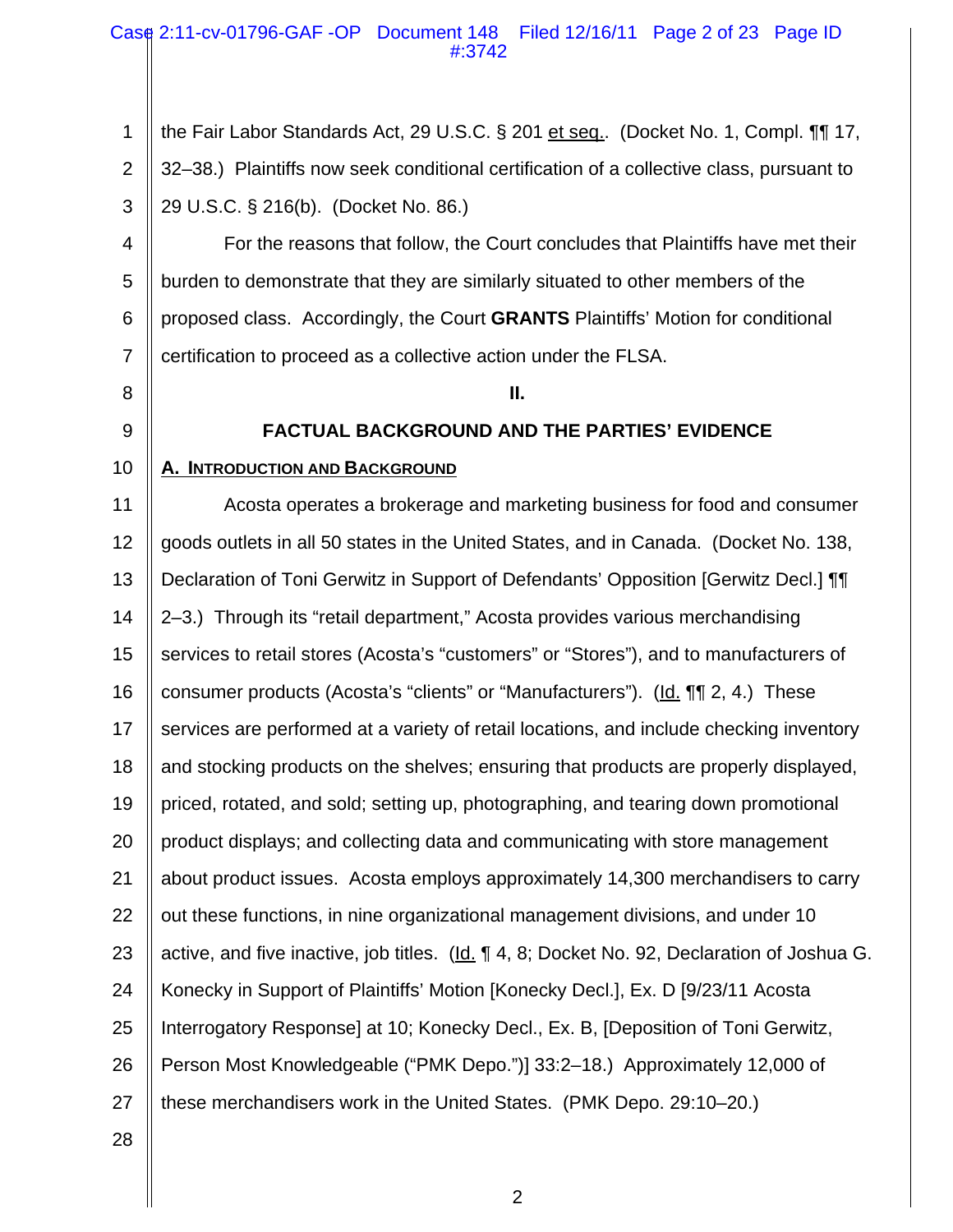the Fair Labor Standards Act, 29 U.S.C. § 201 et seq.. (Docket No. 1, Compl. ¶¶ 17, 32–38.) Plaintiffs now seek conditional certification of a collective class, pursuant to 29 U.S.C. § 216(b). (Docket No. 86.)

For the reasons that follow, the Court concludes that Plaintiffs have met their burden to demonstrate that they are similarly situated to other members of the proposed class. Accordingly, the Court **GRANTS** Plaintiffs' Motion for conditional certification to proceed as a collective action under the FLSA.

## II.

## FACTUAL BACKGROUND AND THE PARTIES' EVIDENCE

### A. Introduction and Background

Acosta operates a brokerage and marketing business for food and consumer goods outlets in all 50 states in the United States, and in Canada. (Docket No. 138, Declaration of Toni Gerwitz in Support of Defendants' Opposition [Gerwitz Decl.] ¶¶ 2–3.) Through its "retail department," Acosta provides various merchandising services to retail stores (Acosta's "customers" or "Stores"), and to manufacturers of consumer products (Acosta's "clients" or "Manufacturers"). (Id. ¶¶ 2, 4.) These services are performed at a variety of retail locations, and include checking inventory and stocking products on the shelves; ensuring that products are properly displayed, priced, rotated, and sold; setting up, photographing, and tearing down promotional product displays; and collecting data and communicating with store management about product issues. Acosta employs approximately 14,300 merchandisers to carry out these functions, in nine organizational management divisions, and under 10 active, and five inactive, job titles. (Id. ¶ 4, 8; Docket No. 92, Declaration of Joshua G. Konecky in Support of Plaintiffs' Motion [Konecky Decl.], Ex. D [9/23/11 Acosta Interrogatory Response] at 10; Konecky Decl., Ex. B, [Deposition of Toni Gerwitz, Person Most Knowledgeable ("PMK Depo.")] 33:2–18.) Approximately 12,000 of these merchandisers work in the United States. (PMK Depo. 29:10–20.)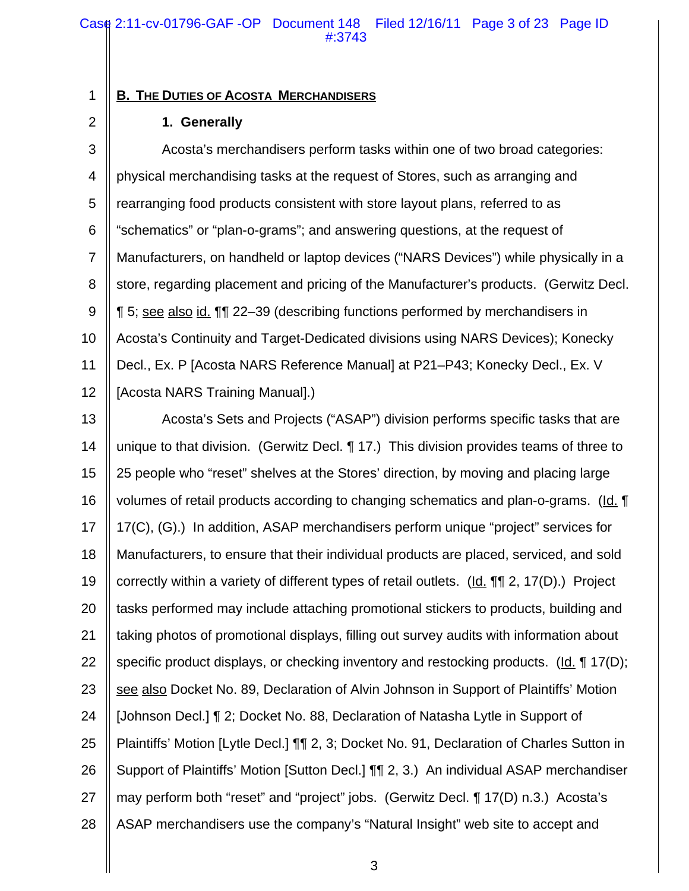## B. The Duties of Acosta Merchandisers

### 1. Generally

Acosta's merchandisers perform tasks within one of two broad categories: physical merchandising tasks at the request of Stores, such as arranging and rearranging food products consistent with store layout plans, referred to as "schematics" or "plan-o-grams"; and answering questions, at the request of Manufacturers, on handheld or laptop devices ("NARS Devices") while physically in a store, regarding placement and pricing of the Manufacturer's products. (Gerwitz Decl. ¶ 5; see also id. ¶¶ 22–39 (describing functions performed by merchandisers in Acosta's Continuity and Target-Dedicated divisions using NARS Devices); Konecky Decl., Ex. P [Acosta NARS Reference Manual] at P21–P43; Konecky Decl., Ex. V [Acosta NARS Training Manual].)

Acosta's Sets and Projects ("ASAP") division performs specific tasks that are unique to that division. (Gerwitz Decl. ¶ 17.) This division provides teams of three to 25 people who "reset" shelves at the Stores' direction, by moving and placing large volumes of retail products according to changing schematics and plan-o-grams. (Id. ¶ 17(C), (G).) In addition, ASAP merchandisers perform unique "project" services for Manufacturers, to ensure that their individual products are placed, serviced, and sold correctly within a variety of different types of retail outlets. (Id. ¶¶ 2, 17(D).) Project tasks performed may include attaching promotional stickers to products, building and taking photos of promotional displays, filling out survey audits with information about specific product displays, or checking inventory and restocking products. (Id. ¶ 17(D); see also Docket No. 89, Declaration of Alvin Johnson in Support of Plaintiffs' Motion [Johnson Decl.] ¶ 2; Docket No. 88, Declaration of Natasha Lytle in Support of Plaintiffs' Motion [Lytle Decl.] ¶¶ 2, 3; Docket No. 91, Declaration of Charles Sutton in Support of Plaintiffs' Motion [Sutton Decl.] ¶¶ 2, 3.) An individual ASAP merchandiser may perform both "reset" and "project" jobs. (Gerwitz Decl. ¶ 17(D) n.3.) Acosta's ASAP merchandisers use the company's "Natural Insight" web site to accept and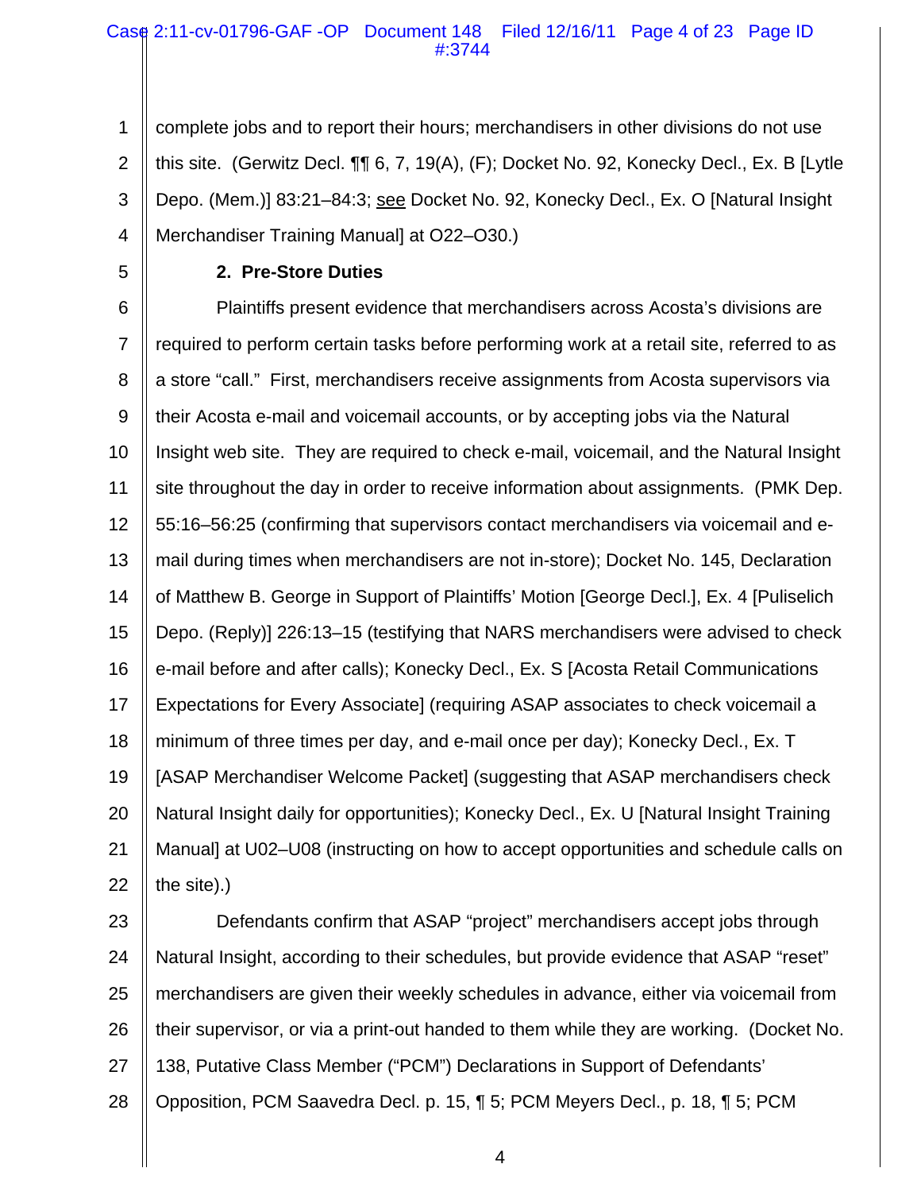complete jobs and to report their hours; merchandisers in other divisions do not use this site. (Gerwitz Decl. ¶¶ 6, 7, 19(A), (F); Docket No. 92, Konecky Decl., Ex. B [Lytle Depo. (Mem.)] 83:21–84:3; see Docket No. 92, Konecky Decl., Ex. O [Natural Insight Merchandiser Training Manual] at O22–O30.)

**2. Pre-Store Duties**

Plaintiffs present evidence that merchandisers across Acosta's divisions are required to perform certain tasks before performing work at a retail site, referred to as a store "call." First, merchandisers receive assignments from Acosta supervisors via their Acosta e-mail and voicemail accounts, or by accepting jobs via the Natural Insight web site. They are required to check e-mail, voicemail, and the Natural Insight site throughout the day in order to receive information about assignments. (PMK Dep. 55:16–56:25 (confirming that supervisors contact merchandisers via voicemail and e-mail during times when merchandisers are not in-store); Docket No. 145, Declaration of Matthew B. George in Support of Plaintiffs' Motion [George Decl.], Ex. 4 [Puliselich Depo. (Reply)] 226:13–15 (testifying that NARS merchandisers were advised to check e-mail before and after calls); Konecky Decl., Ex. S [Acosta Retail Communications Expectations for Every Associate] (requiring ASAP associates to check voicemail a minimum of three times per day, and e-mail once per day); Konecky Decl., Ex. T [ASAP Merchandiser Welcome Packet] (suggesting that ASAP merchandisers check Natural Insight daily for opportunities); Konecky Decl., Ex. U [Natural Insight Training Manual] at U02–U08 (instructing on how to accept opportunities and schedule calls on the site).)

Defendants confirm that ASAP "project" merchandisers accept jobs through Natural Insight, according to their schedules, but provide evidence that ASAP "reset" merchandisers are given their weekly schedules in advance, either via voicemail from their supervisor, or via a print-out handed to them while they are working. (Docket No. 138, Putative Class Member ("PCM") Declarations in Support of Defendants' Opposition, PCM Saavedra Decl. p. 15, ¶ 5; PCM Meyers Decl., p. 18, ¶ 5; PCM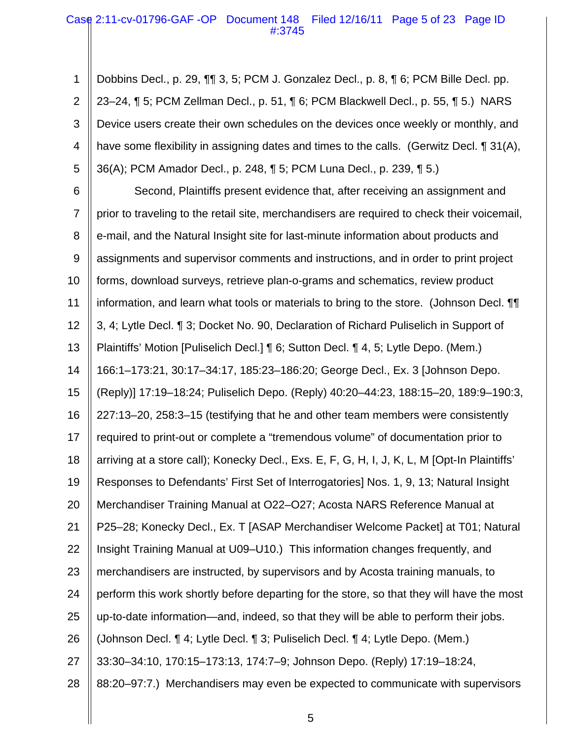Dobbins Decl., p. 29, ¶¶ 3, 5; PCM J. Gonzalez Decl., p. 8, ¶ 6; PCM Bille Decl. pp. 23–24, ¶ 5; PCM Zellman Decl., p. 51, ¶ 6; PCM Blackwell Decl., p. 55, ¶ 5.) NARS Device users create their own schedules on the devices once weekly or monthly, and have some flexibility in assigning dates and times to the calls. (Gerwitz Decl. ¶ 31(A), 36(A); PCM Amador Decl., p. 248, ¶ 5; PCM Luna Decl., p. 239, ¶ 5.)

Second, Plaintiffs present evidence that, after receiving an assignment and prior to traveling to the retail site, merchandisers are required to check their voicemail, e-mail, and the Natural Insight site for last-minute information about products and assignments and supervisor comments and instructions, and in order to print project forms, download surveys, retrieve plan-o-grams and schematics, review product information, and learn what tools or materials to bring to the store. (Johnson Decl. ¶¶ 3, 4; Lytle Decl. ¶ 3; Docket No. 90, Declaration of Richard Puliselich in Support of Plaintiffs' Motion [Puliselich Decl.] ¶ 6; Sutton Decl. ¶ 4, 5; Lytle Depo. (Mem.) 166:1–173:21, 30:17–34:17, 185:23–186:20; George Decl., Ex. 3 [Johnson Depo. (Reply)] 17:19–18:24; Puliselich Depo. (Reply) 40:20–44:23, 188:15–20, 189:9–190:3, 227:13–20, 258:3–15 (testifying that he and other team members were consistently required to print-out or complete a "tremendous volume" of documentation prior to arriving at a store call); Konecky Decl., Exs. E, F, G, H, I, J, K, L, M [Opt-In Plaintiffs' Responses to Defendants' First Set of Interrogatories] Nos. 1, 9, 13; Natural Insight Merchandiser Training Manual at O22–O27; Acosta NARS Reference Manual at P25–28; Konecky Decl., Ex. T [ASAP Merchandiser Welcome Packet] at T01; Natural Insight Training Manual at U09–U10.) This information changes frequently, and merchandisers are instructed, by supervisors and by Acosta training manuals, to perform this work shortly before departing for the store, so that they will have the most up-to-date information—and, indeed, so that they will be able to perform their jobs. (Johnson Decl. ¶ 4; Lytle Decl. ¶ 3; Puliselich Decl. ¶ 4; Lytle Depo. (Mem.) 33:30–34:10, 170:15–173:13, 174:7–9; Johnson Depo. (Reply) 17:19–18:24, 88:20–97:7.) Merchandisers may even be expected to communicate with supervisors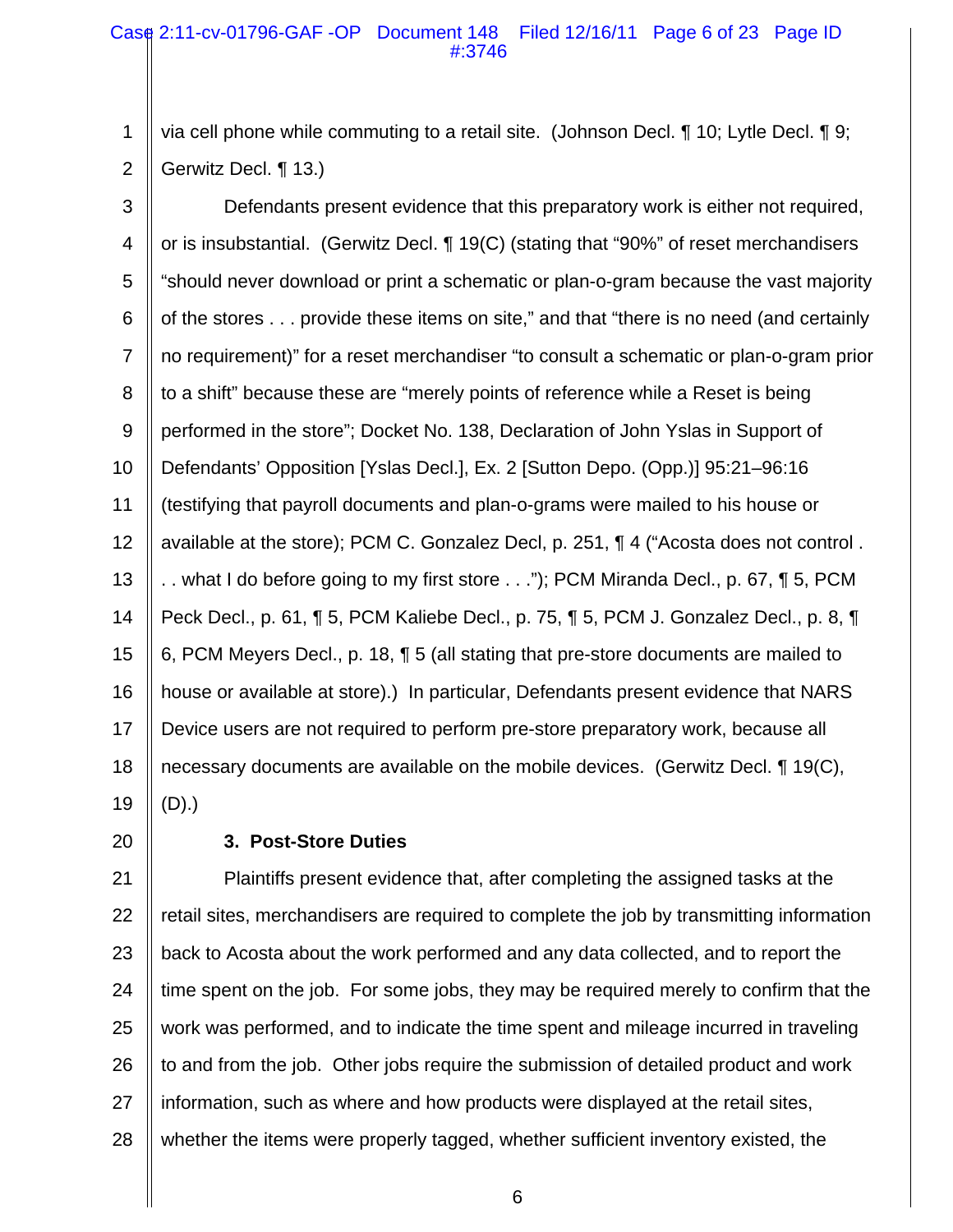via cell phone while commuting to a retail site. (Johnson Decl. ¶ 10; Lytle Decl. ¶ 9; Gerwitz Decl. ¶ 13.)

Defendants present evidence that this preparatory work is either not required, or is insubstantial. (Gerwitz Decl. ¶ 19(C) (stating that "90%" of reset merchandisers "should never download or print a schematic or plan-o-gram because the vast majority of the stores . . . provide these items on site," and that "there is no need (and certainly no requirement)" for a reset merchandiser "to consult a schematic or plan-o-gram prior to a shift" because these are "merely points of reference while a Reset is being performed in the store"; Docket No. 138, Declaration of John Yslas in Support of Defendants' Opposition [Yslas Decl.], Ex. 2 [Sutton Depo. (Opp.)] 95:21–96:16 (testifying that payroll documents and plan-o-grams were mailed to his house or available at the store); PCM C. Gonzalez Decl, p. 251, ¶ 4 ("Acosta does not control . . . what I do before going to my first store . . ."); PCM Miranda Decl., p. 67, ¶ 5, PCM Peck Decl., p. 61, ¶ 5, PCM Kaliebe Decl., p. 75, ¶ 5, PCM J. Gonzalez Decl., p. 8, ¶ 6, PCM Meyers Decl., p. 18, ¶ 5 (all stating that pre-store documents are mailed to house or available at store).) In particular, Defendants present evidence that NARS Device users are not required to perform pre-store preparatory work, because all necessary documents are available on the mobile devices. (Gerwitz Decl. ¶ 19(C), (D).)

### 3. Post-Store Duties

Plaintiffs present evidence that, after completing the assigned tasks at the retail sites, merchandisers are required to complete the job by transmitting information back to Acosta about the work performed and any data collected, and to report the time spent on the job. For some jobs, they may be required merely to confirm that the work was performed, and to indicate the time spent and mileage incurred in traveling to and from the job. Other jobs require the submission of detailed product and work information, such as where and how products were displayed at the retail sites, whether the items were properly tagged, whether sufficient inventory existed, the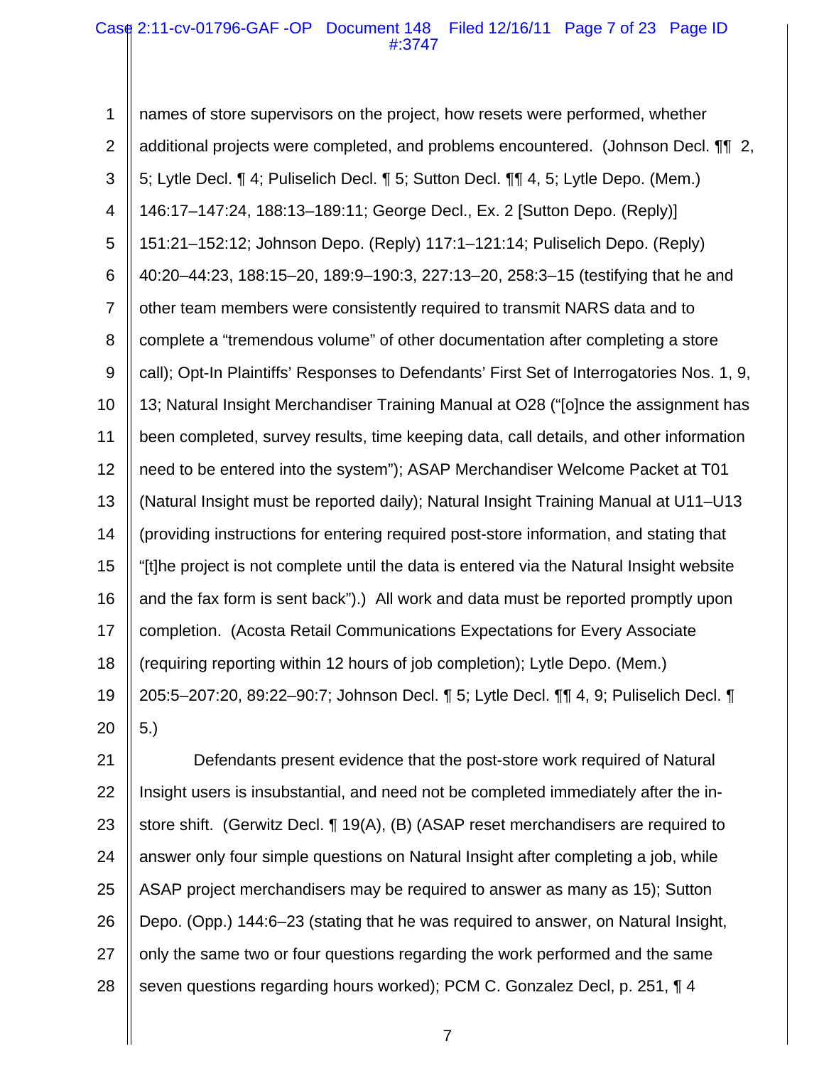names of store supervisors on the project, how resets were performed, whether additional projects were completed, and problems encountered. (Johnson Decl. ¶¶ 2, 5; Lytle Decl. ¶ 4; Puliselich Decl. ¶ 5; Sutton Decl. ¶¶ 4, 5; Lytle Depo. (Mem.) 146:17–147:24, 188:13–189:11; George Decl., Ex. 2 [Sutton Depo. (Reply)] 151:21–152:12; Johnson Depo. (Reply) 117:1–121:14; Puliselich Depo. (Reply) 40:20–44:23, 188:15–20, 189:9–190:3, 227:13–20, 258:3–15 (testifying that he and other team members were consistently required to transmit NARS data and to complete a "tremendous volume" of other documentation after completing a store call); Opt-In Plaintiffs' Responses to Defendants' First Set of Interrogatories Nos. 1, 9, 13; Natural Insight Merchandiser Training Manual at O28 ("[o]nce the assignment has been completed, survey results, time keeping data, call details, and other information need to be entered into the system"); ASAP Merchandiser Welcome Packet at T01 (Natural Insight must be reported daily); Natural Insight Training Manual at U11–U13 (providing instructions for entering required post-store information, and stating that "[t]he project is not complete until the data is entered via the Natural Insight website and the fax form is sent back").) All work and data must be reported promptly upon completion. (Acosta Retail Communications Expectations for Every Associate (requiring reporting within 12 hours of job completion); Lytle Depo. (Mem.) 205:5–207:20, 89:22–90:7; Johnson Decl. ¶ 5; Lytle Decl. ¶¶ 4, 9; Puliselich Decl. ¶ 5.)

Defendants present evidence that the post-store work required of Natural Insight users is insubstantial, and need not be completed immediately after the in-store shift. (Gerwitz Decl. ¶ 19(A), (B) (ASAP reset merchandisers are required to answer only four simple questions on Natural Insight after completing a job, while ASAP project merchandisers may be required to answer as many as 15); Sutton Depo. (Opp.) 144:6–23 (stating that he was required to answer, on Natural Insight, only the same two or four questions regarding the work performed and the same seven questions regarding hours worked); PCM C. Gonzalez Decl, p. 251, ¶ 4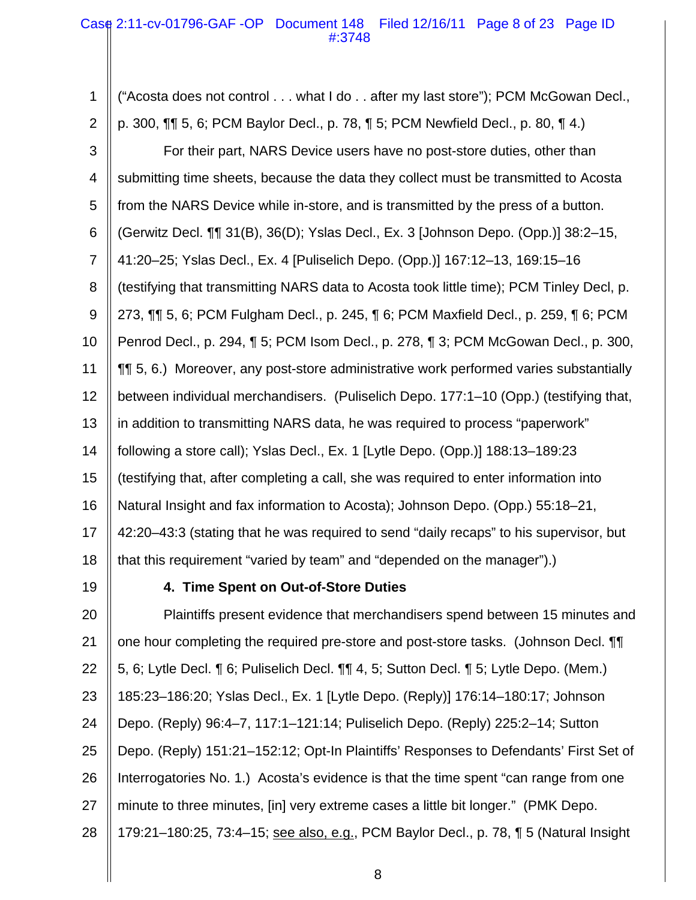("Acosta does not control . . . what I do . . after my last store"); PCM McGowan Decl., p. 300, ¶¶ 5, 6; PCM Baylor Decl., p. 78, ¶ 5; PCM Newfield Decl., p. 80, ¶ 4.)

For their part, NARS Device users have no post-store duties, other than submitting time sheets, because the data they collect must be transmitted to Acosta from the NARS Device while in-store, and is transmitted by the press of a button. (Gerwitz Decl. ¶¶ 31(B), 36(D); Yslas Decl., Ex. 3 [Johnson Depo. (Opp.)] 38:2–15, 41:20–25; Yslas Decl., Ex. 4 [Puliselich Depo. (Opp.)] 167:12–13, 169:15–16 (testifying that transmitting NARS data to Acosta took little time); PCM Tinley Decl, p. 273, ¶¶ 5, 6; PCM Fulgham Decl., p. 245, ¶ 6; PCM Maxfield Decl., p. 259, ¶ 6; PCM Penrod Decl., p. 294, ¶ 5; PCM Isom Decl., p. 278, ¶ 3; PCM McGowan Decl., p. 300, ¶¶ 5, 6.) Moreover, any post-store administrative work performed varies substantially between individual merchandisers. (Puliselich Depo. 177:1–10 (Opp.) (testifying that, in addition to transmitting NARS data, he was required to process "paperwork" following a store call); Yslas Decl., Ex. 1 [Lytle Depo. (Opp.)] 188:13–189:23 (testifying that, after completing a call, she was required to enter information into Natural Insight and fax information to Acosta); Johnson Depo. (Opp.) 55:18–21, 42:20–43:3 (stating that he was required to send "daily recaps" to his supervisor, but that this requirement "varied by team" and "depended on the manager").)

**4. Time Spent on Out-of-Store Duties**

Plaintiffs present evidence that merchandisers spend between 15 minutes and one hour completing the required pre-store and post-store tasks. (Johnson Decl. ¶¶ 5, 6; Lytle Decl. ¶ 6; Puliselich Decl. ¶¶ 4, 5; Sutton Decl. ¶ 5; Lytle Depo. (Mem.) 185:23–186:20; Yslas Decl., Ex. 1 [Lytle Depo. (Reply)] 176:14–180:17; Johnson Depo. (Reply) 96:4–7, 117:1–121:14; Puliselich Depo. (Reply) 225:2–14; Sutton Depo. (Reply) 151:21–152:12; Opt-In Plaintiffs' Responses to Defendants' First Set of Interrogatories No. 1.) Acosta's evidence is that the time spent "can range from one minute to three minutes, [in] very extreme cases a little bit longer." (PMK Depo. 179:21–180:25, 73:4–15; <u>see also, e.g.</u>, PCM Baylor Decl., p. 78, ¶ 5 (Natural Insight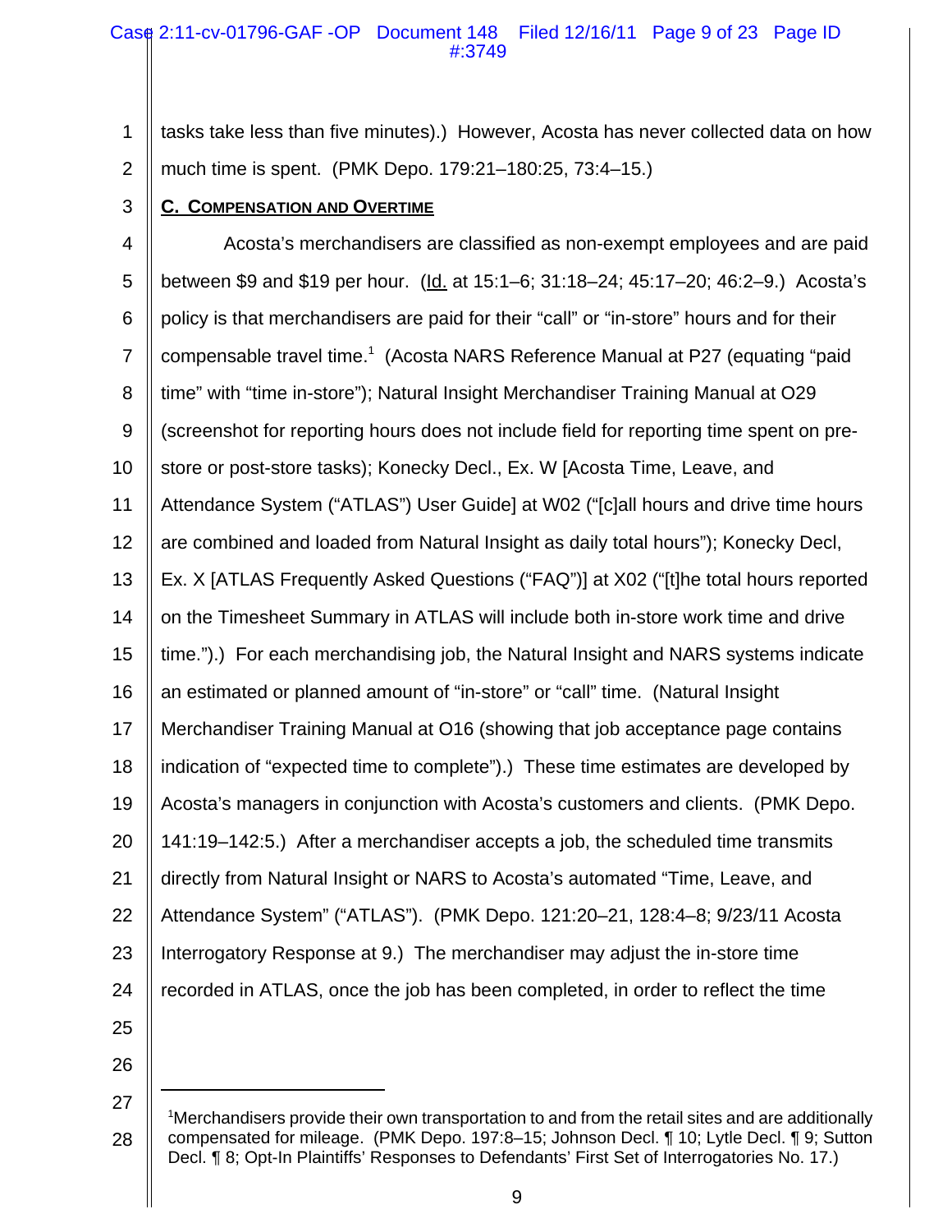tasks take less than five minutes).) However, Acosta has never collected data on how much time is spent. (PMK Depo. 179:21–180:25, 73:4–15.)

### C. Compensation and Overtime

Acosta's merchandisers are classified as non-exempt employees and are paid between $9 and $19 per hour. (Id. at 15:1–6; 31:18–24; 45:17–20; 46:2–9.) Acosta's policy is that merchandisers are paid for their "call" or "in-store" hours and for their compensable travel time.[1] (Acosta NARS Reference Manual at P27 (equating "paid time" with "time in-store"); Natural Insight Merchandiser Training Manual at O29 (screenshot for reporting hours does not include field for reporting time spent on pre-store or post-store tasks); Konecky Decl., Ex. W [Acosta Time, Leave, and Attendance System ("ATLAS") User Guide] at W02 ("[c]all hours and drive time hours are combined and loaded from Natural Insight as daily total hours"); Konecky Decl, Ex. X [ATLAS Frequently Asked Questions ("FAQ")] at X02 ("[t]he total hours reported on the Timesheet Summary in ATLAS will include both in-store work time and drive time.").) For each merchandising job, the Natural Insight and NARS systems indicate an estimated or planned amount of "in-store" or "call" time. (Natural Insight Merchandiser Training Manual at O16 (showing that job acceptance page contains indication of "expected time to complete").) These time estimates are developed by Acosta's managers in conjunction with Acosta's customers and clients. (PMK Depo. 141:19–142:5.) After a merchandiser accepts a job, the scheduled time transmits directly from Natural Insight or NARS to Acosta's automated "Time, Leave, and Attendance System" ("ATLAS"). (PMK Depo. 121:20–21, 128:4–8; 9/23/11 Acosta Interrogatory Response at 9.) The merchandiser may adjust the in-store time recorded in ATLAS, once the job has been completed, in order to reflect the time

---

[1] Merchandisers provide their own transportation to and from the retail sites and are additionally compensated for mileage. (PMK Depo. 197:8–15; Johnson Decl. ¶ 10; Lytle Decl. ¶ 9; Sutton Decl. ¶ 8; Opt-In Plaintiffs' Responses to Defendants' First Set of Interrogatories No. 17.)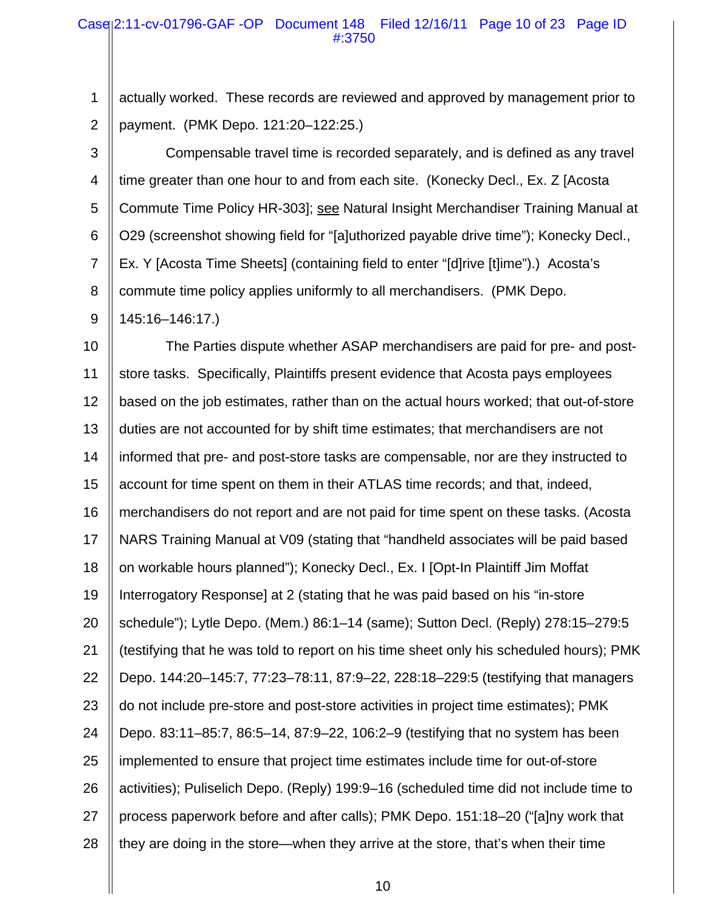actually worked. These records are reviewed and approved by management prior to payment. (PMK Depo. 121:20–122:25.)

Compensable travel time is recorded separately, and is defined as any travel time greater than one hour to and from each site. (Konecky Decl., Ex. Z [Acosta Commute Time Policy HR-303]; see Natural Insight Merchandiser Training Manual at O29 (screenshot showing field for "[a]uthorized payable drive time"); Konecky Decl., Ex. Y [Acosta Time Sheets] (containing field to enter "[d]rive [t]ime").) Acosta's commute time policy applies uniformly to all merchandisers. (PMK Depo. 145:16–146:17.)

The Parties dispute whether ASAP merchandisers are paid for pre- and post-store tasks. Specifically, Plaintiffs present evidence that Acosta pays employees based on the job estimates, rather than on the actual hours worked; that out-of-store duties are not accounted for by shift time estimates; that merchandisers are not informed that pre- and post-store tasks are compensable, nor are they instructed to account for time spent on them in their ATLAS time records; and that, indeed, merchandisers do not report and are not paid for time spent on these tasks. (Acosta NARS Training Manual at V09 (stating that "handheld associates will be paid based on workable hours planned"); Konecky Decl., Ex. I [Opt-In Plaintiff Jim Moffat Interrogatory Response] at 2 (stating that he was paid based on his "in-store schedule"); Lytle Depo. (Mem.) 86:1–14 (same); Sutton Decl. (Reply) 278:15–279:5 (testifying that he was told to report on his time sheet only his scheduled hours); PMK Depo. 144:20–145:7, 77:23–78:11, 87:9–22, 228:18–229:5 (testifying that managers do not include pre-store and post-store activities in project time estimates); PMK Depo. 83:11–85:7, 86:5–14, 87:9–22, 106:2–9 (testifying that no system has been implemented to ensure that project time estimates include time for out-of-store activities); Puliselich Depo. (Reply) 199:9–16 (scheduled time did not include time to process paperwork before and after calls); PMK Depo. 151:18–20 ("[a]ny work that they are doing in the store—when they arrive at the store, that's when their time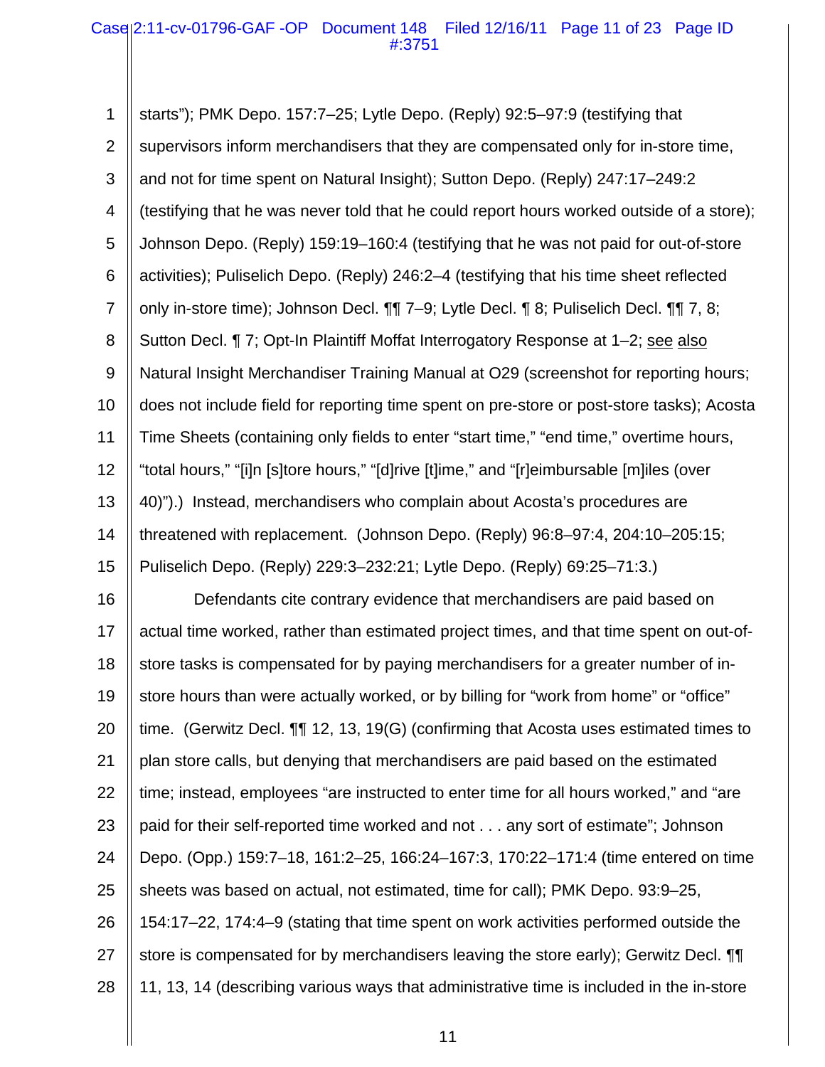starts"); PMK Depo. 157:7–25; Lytle Depo. (Reply) 92:5–97:9 (testifying that supervisors inform merchandisers that they are compensated only for in-store time, and not for time spent on Natural Insight); Sutton Depo. (Reply) 247:17–249:2 (testifying that he was never told that he could report hours worked outside of a store); Johnson Depo. (Reply) 159:19–160:4 (testifying that he was not paid for out-of-store activities); Puliselich Depo. (Reply) 246:2–4 (testifying that his time sheet reflected only in-store time); Johnson Decl. ¶¶ 7–9; Lytle Decl. ¶ 8; Puliselich Decl. ¶¶ 7, 8; Sutton Decl. ¶ 7; Opt-In Plaintiff Moffat Interrogatory Response at 1–2; see also Natural Insight Merchandiser Training Manual at O29 (screenshot for reporting hours; does not include field for reporting time spent on pre-store or post-store tasks); Acosta Time Sheets (containing only fields to enter "start time," "end time," overtime hours, "total hours," "[i]n [s]tore hours," "[d]rive [t]ime," and "[r]eimbursable [m]iles (over 40)").) Instead, merchandisers who complain about Acosta's procedures are threatened with replacement. (Johnson Depo. (Reply) 96:8–97:4, 204:10–205:15; Puliselich Depo. (Reply) 229:3–232:21; Lytle Depo. (Reply) 69:25–71:3.)

Defendants cite contrary evidence that merchandisers are paid based on actual time worked, rather than estimated project times, and that time spent on out-of-store tasks is compensated for by paying merchandisers for a greater number of in-store hours than were actually worked, or by billing for "work from home" or "office" time. (Gerwitz Decl. ¶¶ 12, 13, 19(G) (confirming that Acosta uses estimated times to plan store calls, but denying that merchandisers are paid based on the estimated time; instead, employees "are instructed to enter time for all hours worked," and "are paid for their self-reported time worked and not . . . any sort of estimate"; Johnson Depo. (Opp.) 159:7–18, 161:2–25, 166:24–167:3, 170:22–171:4 (time entered on time sheets was based on actual, not estimated, time for call); PMK Depo. 93:9–25, 154:17–22, 174:4–9 (stating that time spent on work activities performed outside the store is compensated for by merchandisers leaving the store early); Gerwitz Decl. ¶¶ 11, 13, 14 (describing various ways that administrative time is included in the in-store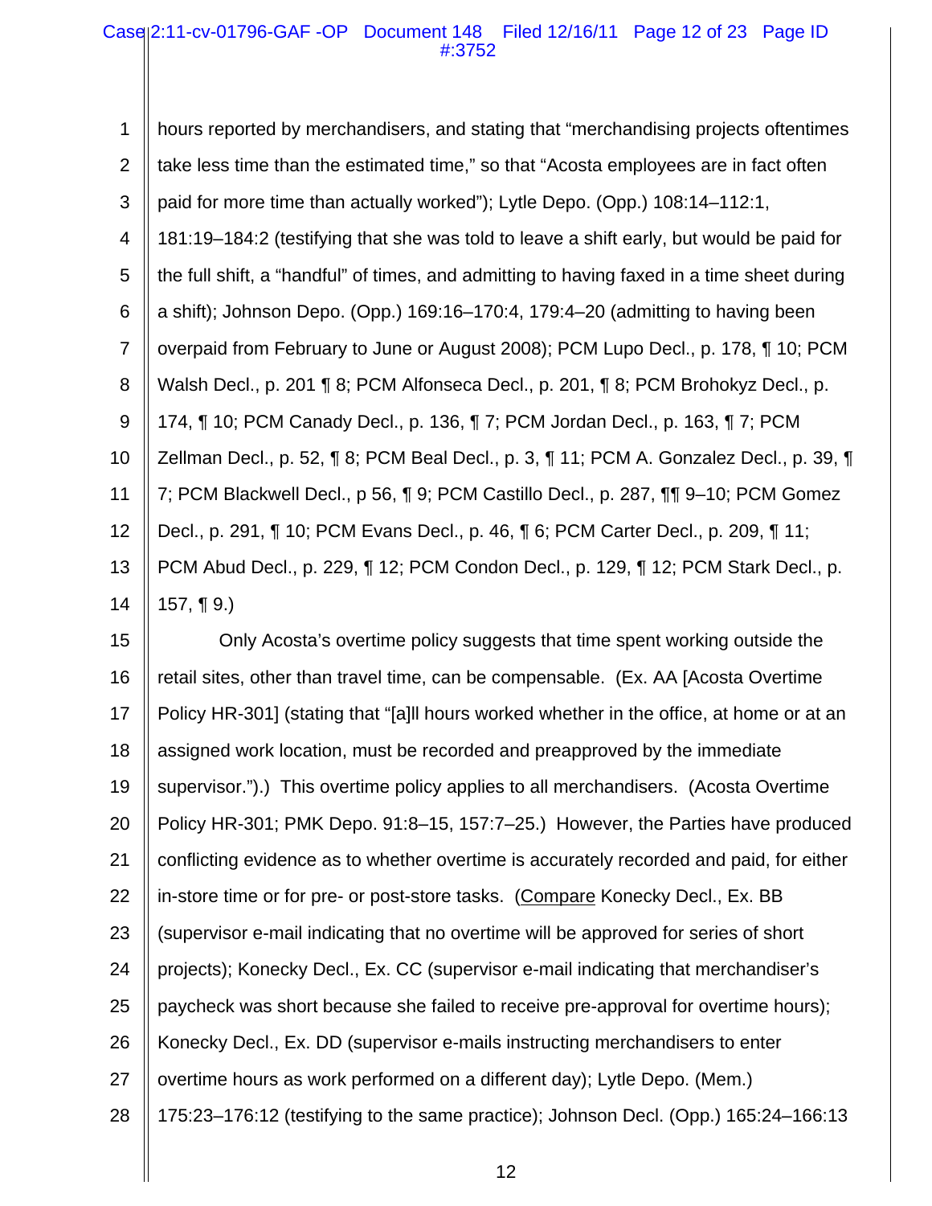hours reported by merchandisers, and stating that "merchandising projects oftentimes take less time than the estimated time," so that "Acosta employees are in fact often paid for more time than actually worked"); Lytle Depo. (Opp.) 108:14–112:1, 181:19–184:2 (testifying that she was told to leave a shift early, but would be paid for the full shift, a "handful" of times, and admitting to having faxed in a time sheet during a shift); Johnson Depo. (Opp.) 169:16–170:4, 179:4–20 (admitting to having been overpaid from February to June or August 2008); PCM Lupo Decl., p. 178, ¶ 10; PCM Walsh Decl., p. 201 ¶ 8; PCM Alfonseca Decl., p. 201, ¶ 8; PCM Brohokyz Decl., p. 174, ¶ 10; PCM Canady Decl., p. 136, ¶ 7; PCM Jordan Decl., p. 163, ¶ 7; PCM Zellman Decl., p. 52, ¶ 8; PCM Beal Decl., p. 3, ¶ 11; PCM A. Gonzalez Decl., p. 39, ¶ 7; PCM Blackwell Decl., p 56, ¶ 9; PCM Castillo Decl., p. 287, ¶¶ 9–10; PCM Gomez Decl., p. 291, ¶ 10; PCM Evans Decl., p. 46, ¶ 6; PCM Carter Decl., p. 209, ¶ 11; PCM Abud Decl., p. 229, ¶ 12; PCM Condon Decl., p. 129, ¶ 12; PCM Stark Decl., p. 157, ¶ 9.)

Only Acosta's overtime policy suggests that time spent working outside the retail sites, other than travel time, can be compensable. (Ex. AA [Acosta Overtime Policy HR-301] (stating that "[a]ll hours worked whether in the office, at home or at an assigned work location, must be recorded and preapproved by the immediate supervisor.").) This overtime policy applies to all merchandisers. (Acosta Overtime Policy HR-301; PMK Depo. 91:8–15, 157:7–25.) However, the Parties have produced conflicting evidence as to whether overtime is accurately recorded and paid, for either in-store time or for pre- or post-store tasks. (Compare Konecky Decl., Ex. BB (supervisor e-mail indicating that no overtime will be approved for series of short projects); Konecky Decl., Ex. CC (supervisor e-mail indicating that merchandiser's paycheck was short because she failed to receive pre-approval for overtime hours); Konecky Decl., Ex. DD (supervisor e-mails instructing merchandisers to enter overtime hours as work performed on a different day); Lytle Depo. (Mem.) 175:23–176:12 (testifying to the same practice); Johnson Decl. (Opp.) 165:24–166:13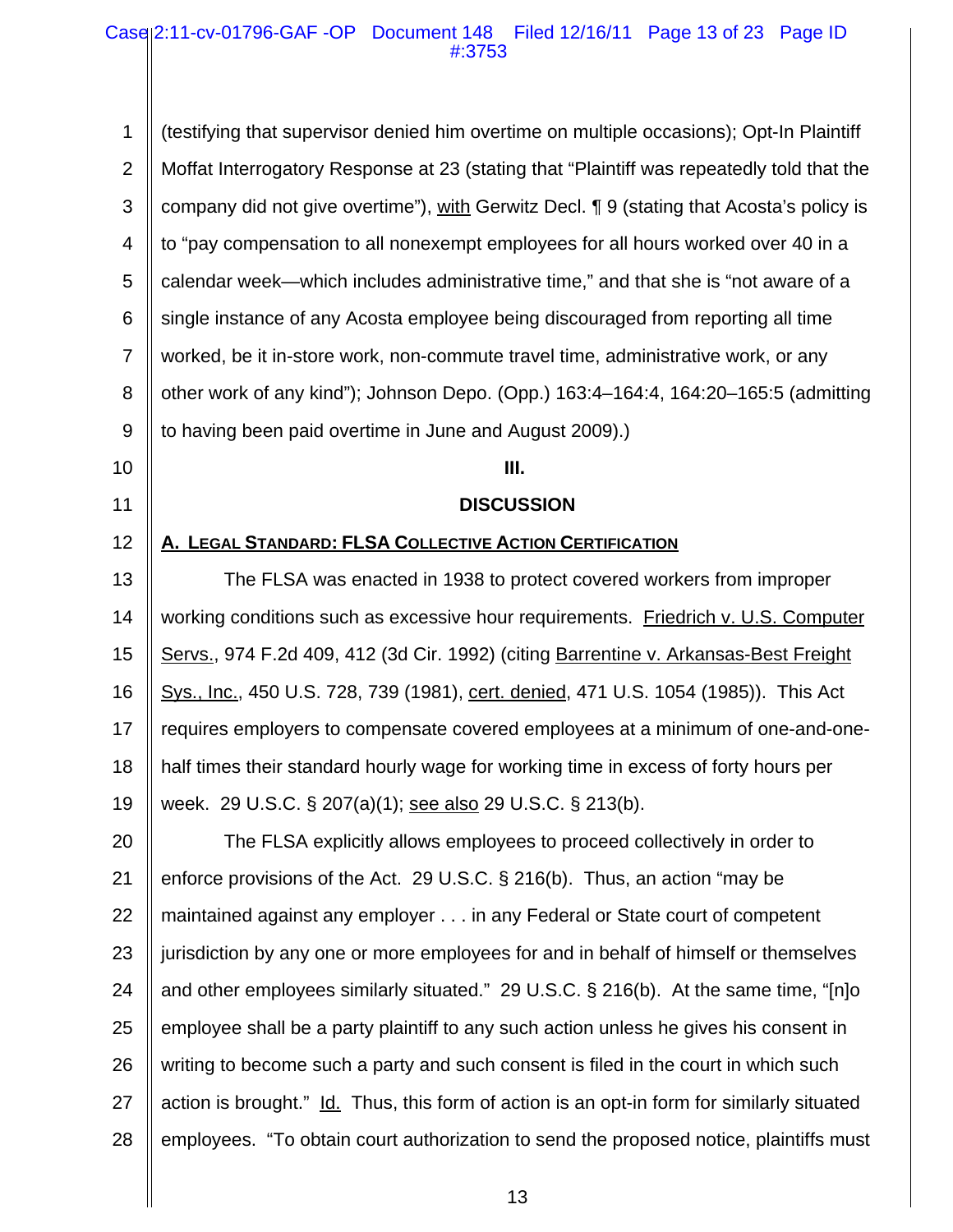(testifying that supervisor denied him overtime on multiple occasions); Opt-In Plaintiff Moffat Interrogatory Response at 23 (stating that "Plaintiff was repeatedly told that the company did not give overtime"), with Gerwitz Decl. ¶ 9 (stating that Acosta's policy is to "pay compensation to all nonexempt employees for all hours worked over 40 in a calendar week—which includes administrative time," and that she is "not aware of a single instance of any Acosta employee being discouraged from reporting all time worked, be it in-store work, non-commute travel time, administrative work, or any other work of any kind"); Johnson Depo. (Opp.) 163:4–164:4, 164:20–165:5 (admitting to having been paid overtime in June and August 2009).)

## III.

## DISCUSSION

### A. LEGAL STANDARD: FLSA COLLECTIVE ACTION CERTIFICATION

The FLSA was enacted in 1938 to protect covered workers from improper working conditions such as excessive hour requirements. Friedrich v. U.S. Computer Servs., 974 F.2d 409, 412 (3d Cir. 1992) (citing Barrentine v. Arkansas-Best Freight Sys., Inc., 450 U.S. 728, 739 (1981), cert. denied, 471 U.S. 1054 (1985)). This Act requires employers to compensate covered employees at a minimum of one-and-one-half times their standard hourly wage for working time in excess of forty hours per week. 29 U.S.C. § 207(a)(1); see also 29 U.S.C. § 213(b).

The FLSA explicitly allows employees to proceed collectively in order to enforce provisions of the Act. 29 U.S.C. § 216(b). Thus, an action "may be maintained against any employer . . . in any Federal or State court of competent jurisdiction by any one or more employees for and in behalf of himself or themselves and other employees similarly situated." 29 U.S.C. § 216(b). At the same time, "[n]o employee shall be a party plaintiff to any such action unless he gives his consent in writing to become such a party and such consent is filed in the court in which such action is brought." Id. Thus, this form of action is an opt-in form for similarly situated employees. "To obtain court authorization to send the proposed notice, plaintiffs must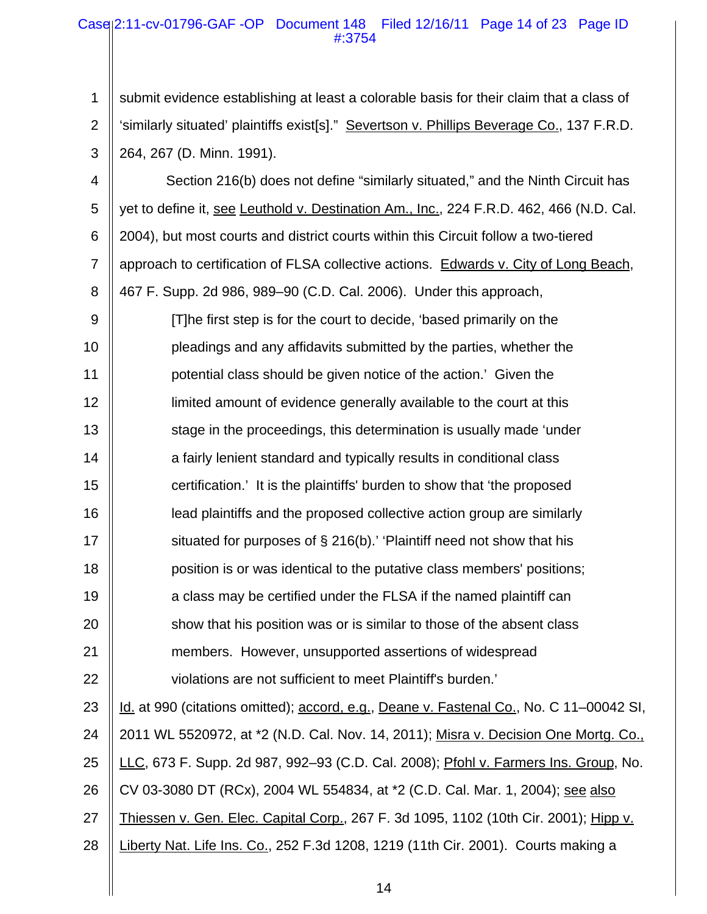submit evidence establishing at least a colorable basis for their claim that a class of 'similarly situated' plaintiffs exist[s]." Severtson v. Phillips Beverage Co., 137 F.R.D. 264, 267 (D. Minn. 1991).

Section 216(b) does not define "similarly situated," and the Ninth Circuit has yet to define it, see Leuthold v. Destination Am., Inc., 224 F.R.D. 462, 466 (N.D. Cal. 2004), but most courts and district courts within this Circuit follow a two-tiered approach to certification of FLSA collective actions. Edwards v. City of Long Beach, 467 F. Supp. 2d 986, 989–90 (C.D. Cal. 2006). Under this approach,

> [T]he first step is for the court to decide, 'based primarily on the pleadings and any affidavits submitted by the parties, whether the potential class should be given notice of the action.' Given the limited amount of evidence generally available to the court at this stage in the proceedings, this determination is usually made 'under a fairly lenient standard and typically results in conditional class certification.' It is the plaintiffs' burden to show that 'the proposed lead plaintiffs and the proposed collective action group are similarly situated for purposes of § 216(b).' 'Plaintiff need not show that his position is or was identical to the putative class members' positions; a class may be certified under the FLSA if the named plaintiff can show that his position was or is similar to those of the absent class members. However, unsupported assertions of widespread violations are not sufficient to meet Plaintiff's burden.'

Id. at 990 (citations omitted); accord, e.g., Deane v. Fastenal Co., No. C 11–00042 SI, 2011 WL 5520972, at *2 (N.D. Cal. Nov. 14, 2011); Misra v. Decision One Mortg. Co., LLC, 673 F. Supp. 2d 987, 992–93 (C.D. Cal. 2008); Pfohl v. Farmers Ins. Group, No. CV 03-3080 DT (RCx), 2004 WL 554834, at *2 (C.D. Cal. Mar. 1, 2004); see also Thiessen v. Gen. Elec. Capital Corp., 267 F. 3d 1095, 1102 (10th Cir. 2001); Hipp v. Liberty Nat. Life Ins. Co., 252 F.3d 1208, 1219 (11th Cir. 2001). Courts making a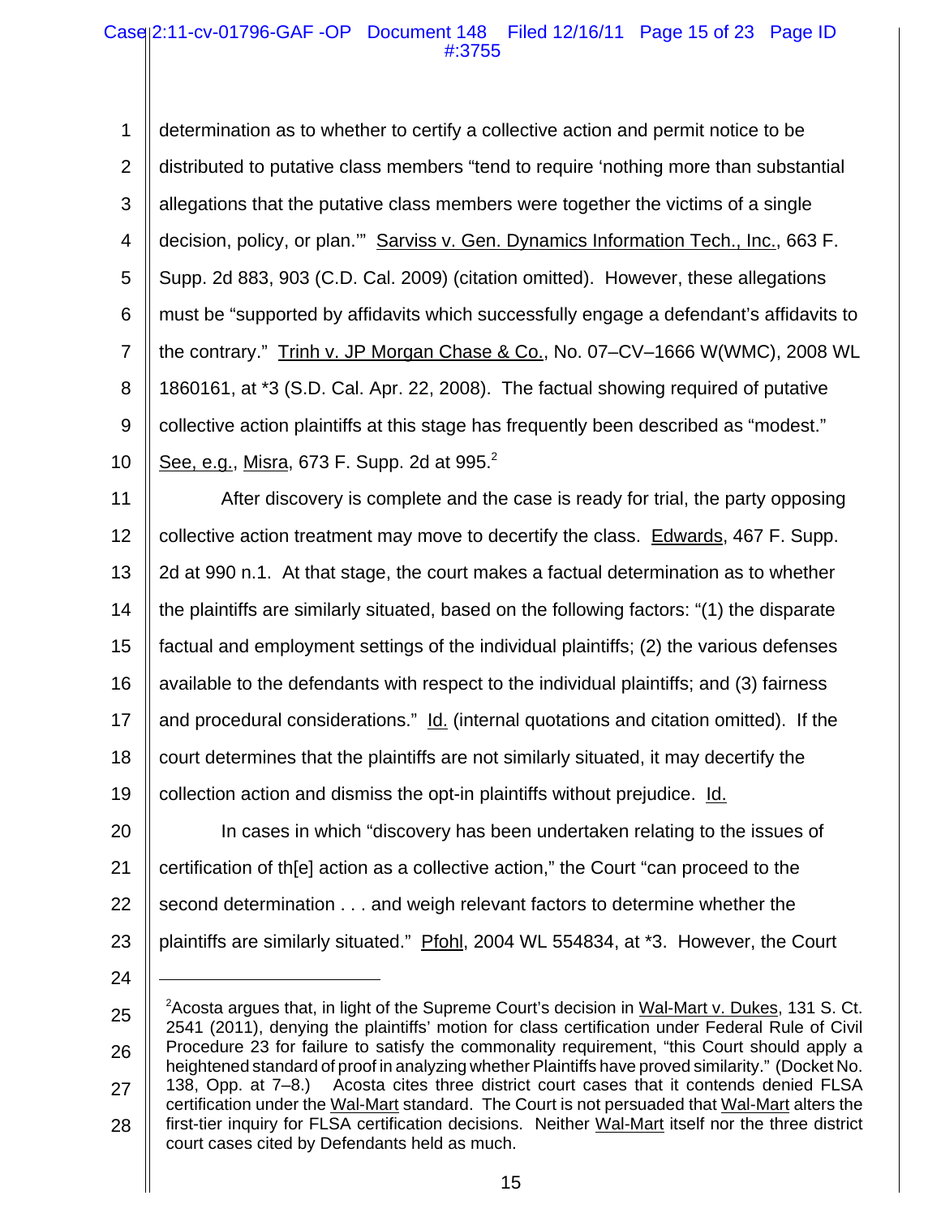determination as to whether to certify a collective action and permit notice to be distributed to putative class members "tend to require 'nothing more than substantial allegations that the putative class members were together the victims of a single decision, policy, or plan.'" Sarviss v. Gen. Dynamics Information Tech., Inc., 663 F. Supp. 2d 883, 903 (C.D. Cal. 2009) (citation omitted). However, these allegations must be "supported by affidavits which successfully engage a defendant's affidavits to the contrary." Trinh v. JP Morgan Chase & Co., No. 07–CV–1666 W(WMC), 2008 WL 1860161, at *3 (S.D. Cal. Apr. 22, 2008). The factual showing required of putative collective action plaintiffs at this stage has frequently been described as "modest." See, e.g., Misra, 673 F. Supp. 2d at 995.[2]

After discovery is complete and the case is ready for trial, the party opposing collective action treatment may move to decertify the class. Edwards, 467 F. Supp. 2d at 990 n.1. At that stage, the court makes a factual determination as to whether the plaintiffs are similarly situated, based on the following factors: "(1) the disparate factual and employment settings of the individual plaintiffs; (2) the various defenses available to the defendants with respect to the individual plaintiffs; and (3) fairness and procedural considerations." Id. (internal quotations and citation omitted). If the court determines that the plaintiffs are not similarly situated, it may decertify the collection action and dismiss the opt-in plaintiffs without prejudice. Id.

In cases in which "discovery has been undertaken relating to the issues of certification of th[e] action as a collective action," the Court "can proceed to the second determination . . . and weigh relevant factors to determine whether the plaintiffs are similarly situated." Pfohl, 2004 WL 554834, at *3. However, the Court

---

[2]Acosta argues that, in light of the Supreme Court's decision in Wal-Mart v. Dukes, 131 S. Ct. 2541 (2011), denying the plaintiffs' motion for class certification under Federal Rule of Civil Procedure 23 for failure to satisfy the commonality requirement, "this Court should apply a heightened standard of proof in analyzing whether Plaintiffs have proved similarity." (Docket No. 138, Opp. at 7–8.) Acosta cites three district court cases that it contends denied FLSA certification under the Wal-Mart standard. The Court is not persuaded that Wal-Mart alters the first-tier inquiry for FLSA certification decisions. Neither Wal-Mart itself nor the three district court cases cited by Defendants held as much.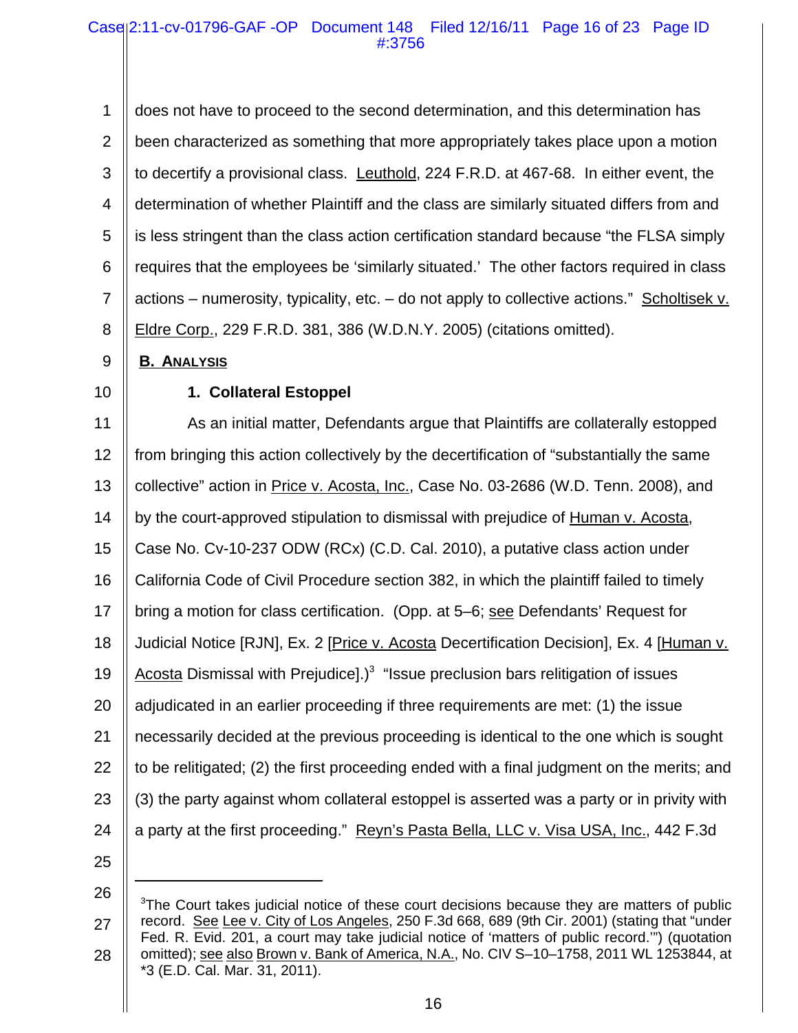does not have to proceed to the second determination, and this determination has been characterized as something that more appropriately takes place upon a motion to decertify a provisional class. Leuthold, 224 F.R.D. at 467-68. In either event, the determination of whether Plaintiff and the class are similarly situated differs from and is less stringent than the class action certification standard because "the FLSA simply requires that the employees be 'similarly situated.' The other factors required in class actions – numerosity, typicality, etc. – do not apply to collective actions." Scholtisek v. Eldre Corp., 229 F.R.D. 381, 386 (W.D.N.Y. 2005) (citations omitted).

## B. Analysis

### 1. Collateral Estoppel

As an initial matter, Defendants argue that Plaintiffs are collaterally estopped from bringing this action collectively by the decertification of "substantially the same collective" action in Price v. Acosta, Inc., Case No. 03-2686 (W.D. Tenn. 2008), and by the court-approved stipulation to dismissal with prejudice of Human v. Acosta, Case No. Cv-10-237 ODW (RCx) (C.D. Cal. 2010), a putative class action under California Code of Civil Procedure section 382, in which the plaintiff failed to timely bring a motion for class certification. (Opp. at 5–6; see Defendants' Request for Judicial Notice [RJN], Ex. 2 [Price v. Acosta Decertification Decision], Ex. 4 [Human v. Acosta Dismissal with Prejudice].)[3] "Issue preclusion bars relitigation of issues adjudicated in an earlier proceeding if three requirements are met: (1) the issue necessarily decided at the previous proceeding is identical to the one which is sought to be relitigated; (2) the first proceeding ended with a final judgment on the merits; and (3) the party against whom collateral estoppel is asserted was a party or in privity with a party at the first proceeding." Reyn's Pasta Bella, LLC v. Visa USA, Inc., 442 F.3d

---

[3]The Court takes judicial notice of these court decisions because they are matters of public record. See Lee v. City of Los Angeles, 250 F.3d 668, 689 (9th Cir. 2001) (stating that "under Fed. R. Evid. 201, a court may take judicial notice of 'matters of public record.'") (quotation omitted); see also Brown v. Bank of America, N.A., No. CIV S–10–1758, 2011 WL 1253844, at *3 (E.D. Cal. Mar. 31, 2011).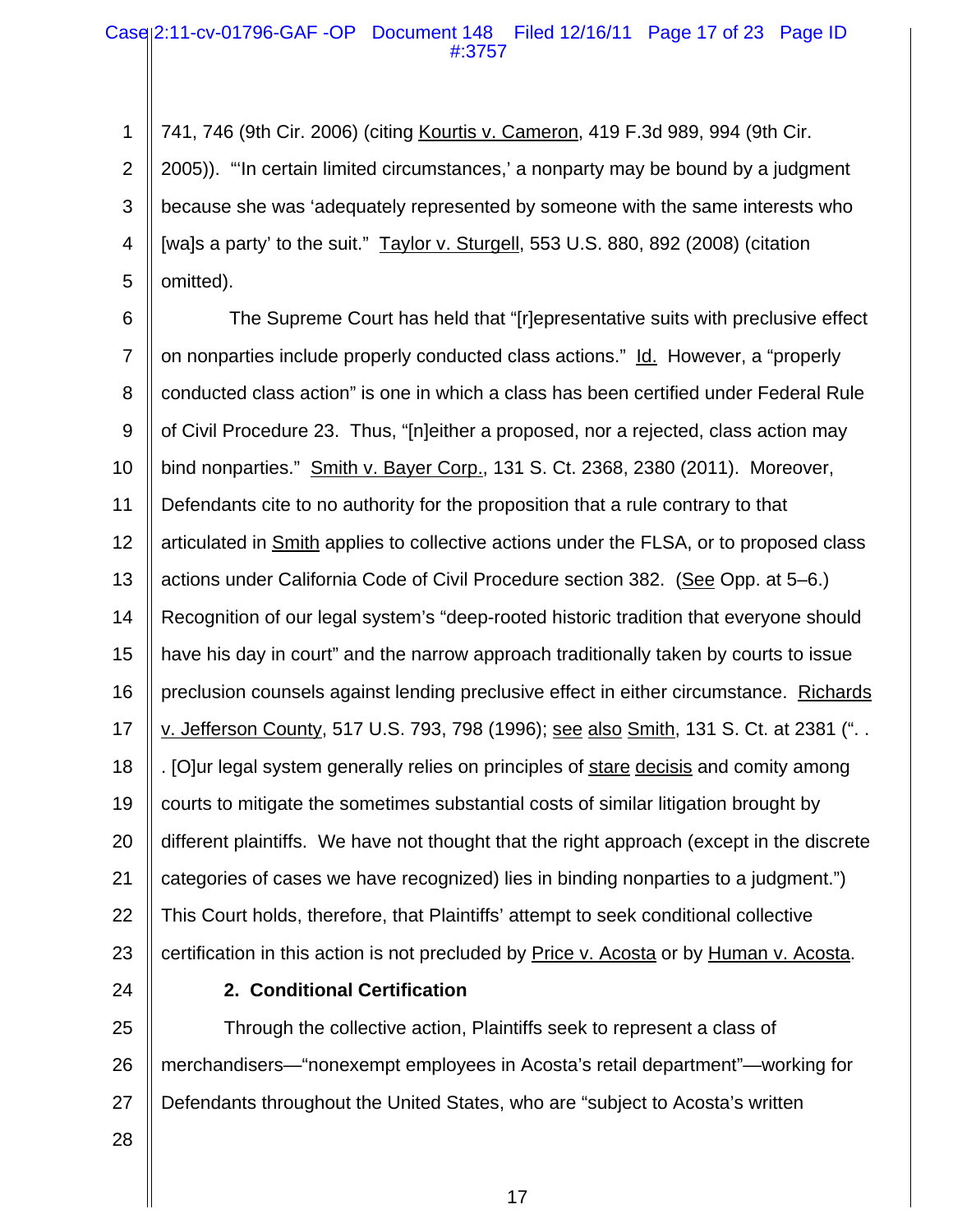741, 746 (9th Cir. 2006) (citing Kourtis v. Cameron, 419 F.3d 989, 994 (9th Cir. 2005)). "'In certain limited circumstances,' a nonparty may be bound by a judgment because she was 'adequately represented by someone with the same interests who [wa]s a party' to the suit." Taylor v. Sturgell, 553 U.S. 880, 892 (2008) (citation omitted).

The Supreme Court has held that "[r]epresentative suits with preclusive effect on nonparties include properly conducted class actions." Id. However, a "properly conducted class action" is one in which a class has been certified under Federal Rule of Civil Procedure 23. Thus, "[n]either a proposed, nor a rejected, class action may bind nonparties." Smith v. Bayer Corp., 131 S. Ct. 2368, 2380 (2011). Moreover, Defendants cite to no authority for the proposition that a rule contrary to that articulated in Smith applies to collective actions under the FLSA, or to proposed class actions under California Code of Civil Procedure section 382. (See Opp. at 5–6.) Recognition of our legal system's "deep-rooted historic tradition that everyone should have his day in court" and the narrow approach traditionally taken by courts to issue preclusion counsels against lending preclusive effect in either circumstance. Richards v. Jefferson County, 517 U.S. 793, 798 (1996); see also Smith, 131 S. Ct. at 2381 (". . . [O]ur legal system generally relies on principles of stare decisis and comity among courts to mitigate the sometimes substantial costs of similar litigation brought by different plaintiffs. We have not thought that the right approach (except in the discrete categories of cases we have recognized) lies in binding nonparties to a judgment.") This Court holds, therefore, that Plaintiffs' attempt to seek conditional collective certification in this action is not precluded by Price v. Acosta or by Human v. Acosta.

**2. Conditional Certification**

Through the collective action, Plaintiffs seek to represent a class of merchandisers—"nonexempt employees in Acosta's retail department"—working for Defendants throughout the United States, who are "subject to Acosta's written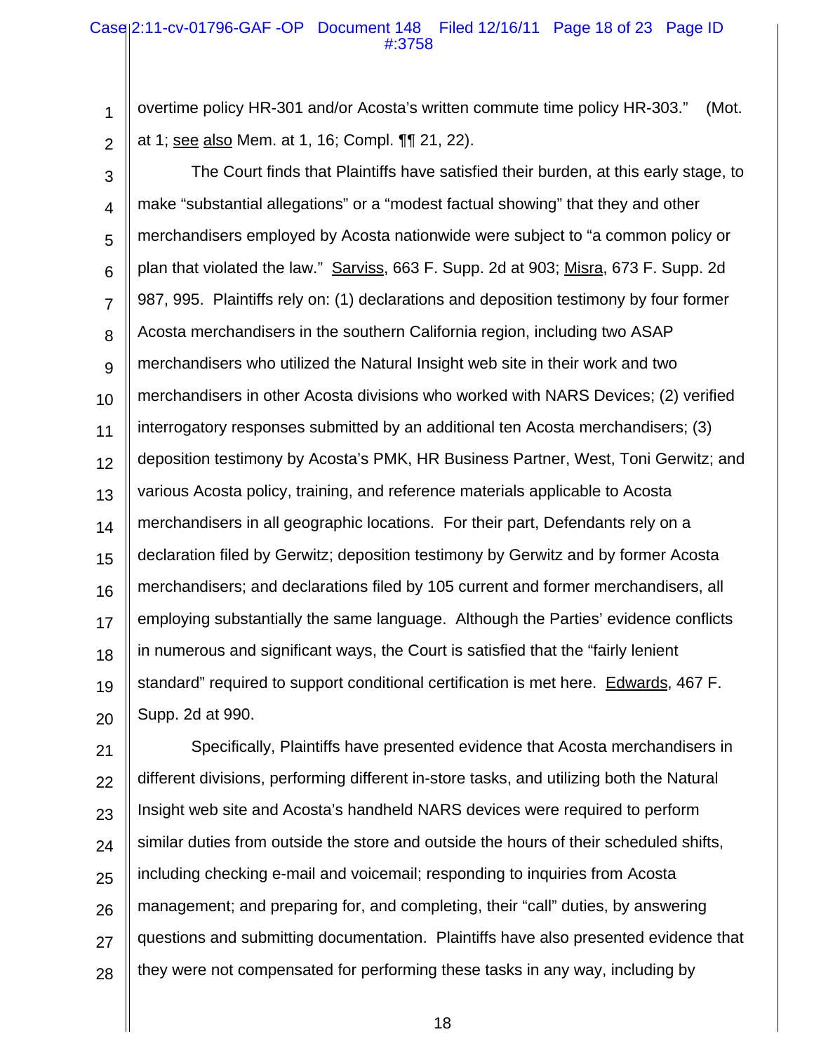overtime policy HR-301 and/or Acosta's written commute time policy HR-303." (Mot. at 1; see also Mem. at 1, 16; Compl. ¶¶ 21, 22).

The Court finds that Plaintiffs have satisfied their burden, at this early stage, to make "substantial allegations" or a "modest factual showing" that they and other merchandisers employed by Acosta nationwide were subject to "a common policy or plan that violated the law." Sarviss, 663 F. Supp. 2d at 903; Misra, 673 F. Supp. 2d 987, 995. Plaintiffs rely on: (1) declarations and deposition testimony by four former Acosta merchandisers in the southern California region, including two ASAP merchandisers who utilized the Natural Insight web site in their work and two merchandisers in other Acosta divisions who worked with NARS Devices; (2) verified interrogatory responses submitted by an additional ten Acosta merchandisers; (3) deposition testimony by Acosta's PMK, HR Business Partner, West, Toni Gerwitz; and various Acosta policy, training, and reference materials applicable to Acosta merchandisers in all geographic locations. For their part, Defendants rely on a declaration filed by Gerwitz; deposition testimony by Gerwitz and by former Acosta merchandisers; and declarations filed by 105 current and former merchandisers, all employing substantially the same language. Although the Parties' evidence conflicts in numerous and significant ways, the Court is satisfied that the "fairly lenient standard" required to support conditional certification is met here. Edwards, 467 F. Supp. 2d at 990.

Specifically, Plaintiffs have presented evidence that Acosta merchandisers in different divisions, performing different in-store tasks, and utilizing both the Natural Insight web site and Acosta's handheld NARS devices were required to perform similar duties from outside the store and outside the hours of their scheduled shifts, including checking e-mail and voicemail; responding to inquiries from Acosta management; and preparing for, and completing, their "call" duties, by answering questions and submitting documentation. Plaintiffs have also presented evidence that they were not compensated for performing these tasks in any way, including by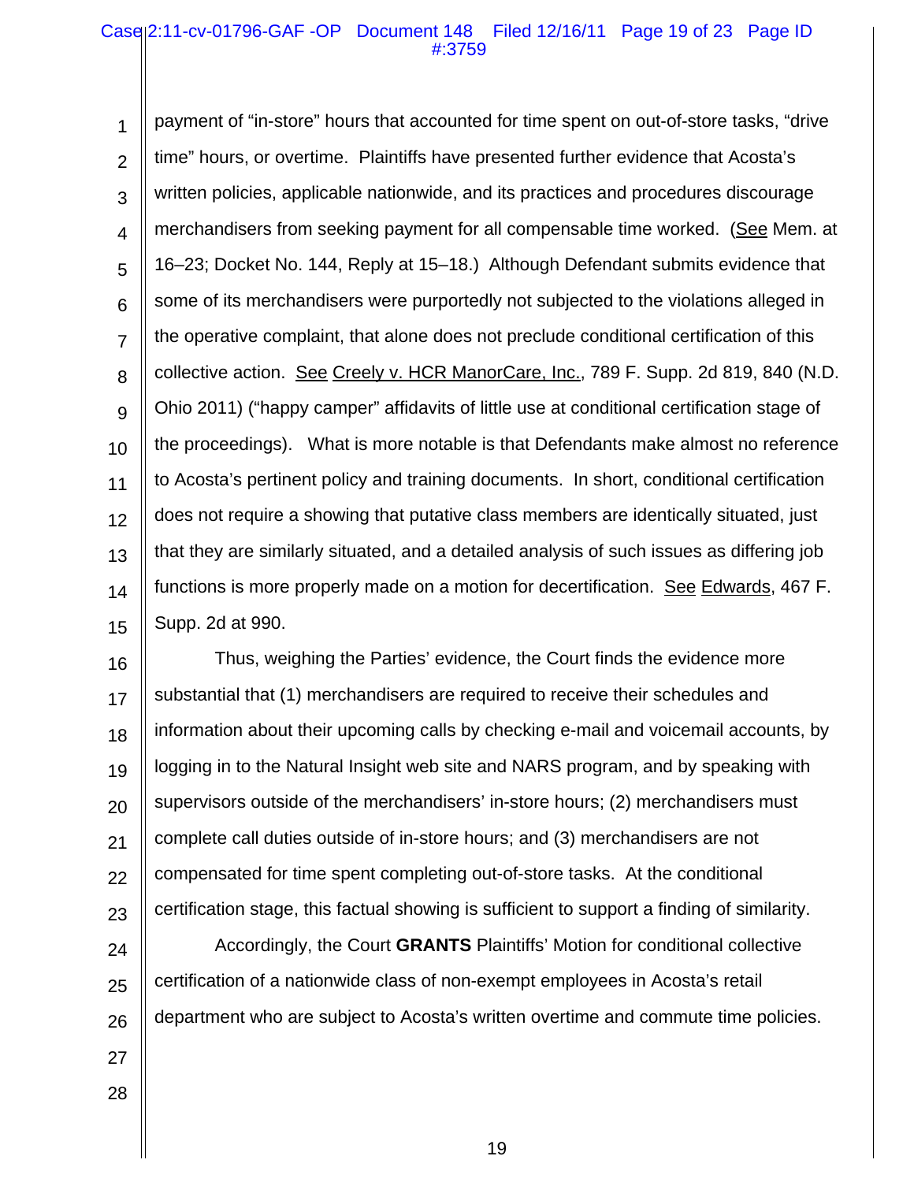payment of "in-store" hours that accounted for time spent on out-of-store tasks, "drive time" hours, or overtime. Plaintiffs have presented further evidence that Acosta's written policies, applicable nationwide, and its practices and procedures discourage merchandisers from seeking payment for all compensable time worked. (See Mem. at 16–23; Docket No. 144, Reply at 15–18.) Although Defendant submits evidence that some of its merchandisers were purportedly not subjected to the violations alleged in the operative complaint, that alone does not preclude conditional certification of this collective action. See Creely v. HCR ManorCare, Inc., 789 F. Supp. 2d 819, 840 (N.D. Ohio 2011) ("happy camper" affidavits of little use at conditional certification stage of the proceedings). What is more notable is that Defendants make almost no reference to Acosta's pertinent policy and training documents. In short, conditional certification does not require a showing that putative class members are identically situated, just that they are similarly situated, and a detailed analysis of such issues as differing job functions is more properly made on a motion for decertification. See Edwards, 467 F. Supp. 2d at 990.

Thus, weighing the Parties' evidence, the Court finds the evidence more substantial that (1) merchandisers are required to receive their schedules and information about their upcoming calls by checking e-mail and voicemail accounts, by logging in to the Natural Insight web site and NARS program, and by speaking with supervisors outside of the merchandisers' in-store hours; (2) merchandisers must complete call duties outside of in-store hours; and (3) merchandisers are not compensated for time spent completing out-of-store tasks. At the conditional certification stage, this factual showing is sufficient to support a finding of similarity.

Accordingly, the Court **GRANTS** Plaintiffs' Motion for conditional collective certification of a nationwide class of non-exempt employees in Acosta's retail department who are subject to Acosta's written overtime and commute time policies.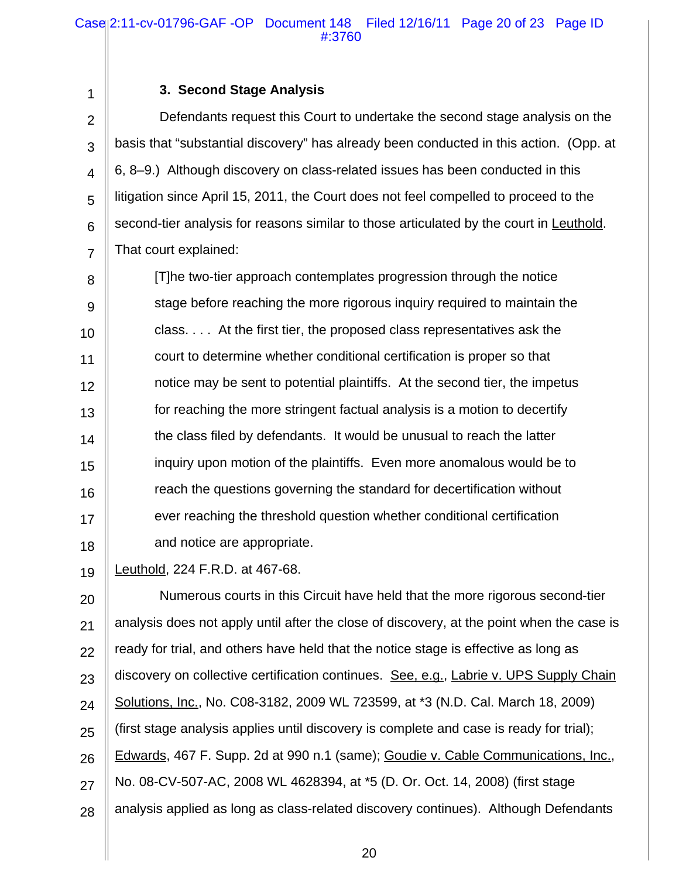### 3. Second Stage Analysis

Defendants request this Court to undertake the second stage analysis on the basis that "substantial discovery" has already been conducted in this action. (Opp. at 6, 8–9.) Although discovery on class-related issues has been conducted in this litigation since April 15, 2011, the Court does not feel compelled to proceed to the second-tier analysis for reasons similar to those articulated by the court in Leuthold. That court explained:

> [T]he two-tier approach contemplates progression through the notice stage before reaching the more rigorous inquiry required to maintain the class. . . . At the first tier, the proposed class representatives ask the court to determine whether conditional certification is proper so that notice may be sent to potential plaintiffs. At the second tier, the impetus for reaching the more stringent factual analysis is a motion to decertify the class filed by defendants. It would be unusual to reach the latter inquiry upon motion of the plaintiffs. Even more anomalous would be to reach the questions governing the standard for decertification without ever reaching the threshold question whether conditional certification and notice are appropriate.

Leuthold, 224 F.R.D. at 467-68.

Numerous courts in this Circuit have held that the more rigorous second-tier analysis does not apply until after the close of discovery, at the point when the case is ready for trial, and others have held that the notice stage is effective as long as discovery on collective certification continues. See, e.g., Labrie v. UPS Supply Chain Solutions, Inc., No. C08-3182, 2009 WL 723599, at *3 (N.D. Cal. March 18, 2009) (first stage analysis applies until discovery is complete and case is ready for trial); Edwards, 467 F. Supp. 2d at 990 n.1 (same); Goudie v. Cable Communications, Inc., No. 08-CV-507-AC, 2008 WL 4628394, at *5 (D. Or. Oct. 14, 2008) (first stage analysis applied as long as class-related discovery continues). Although Defendants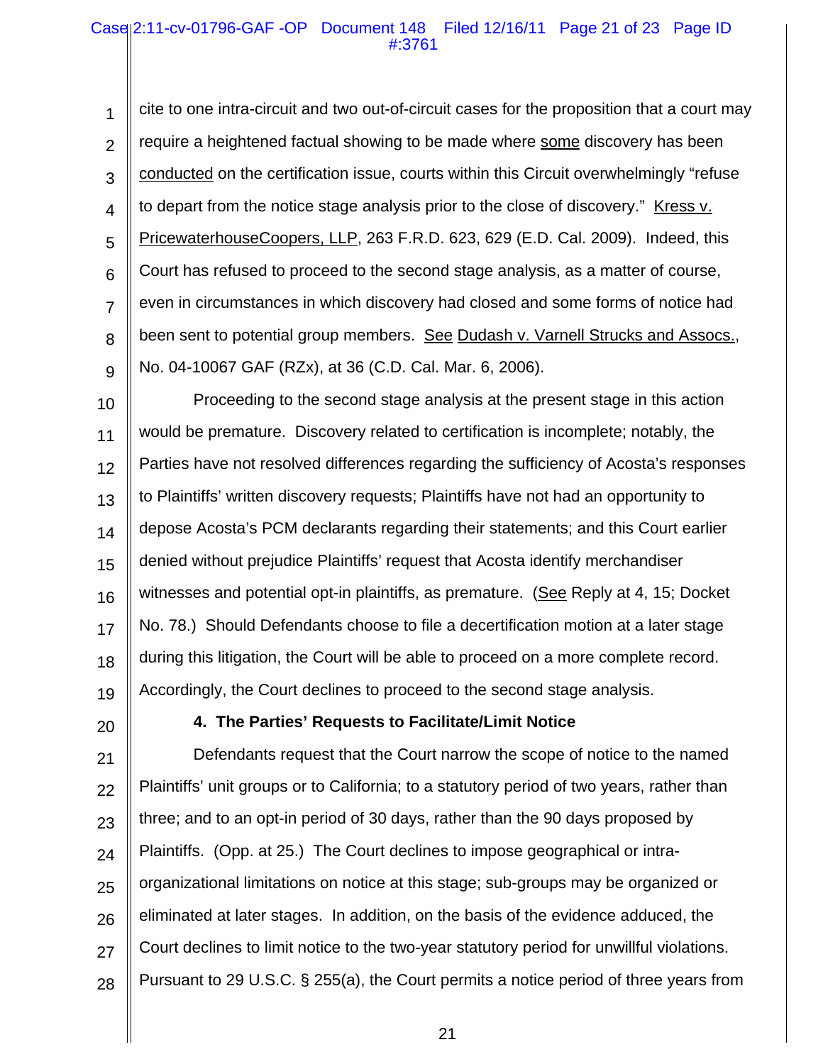cite to one intra-circuit and two out-of-circuit cases for the proposition that a court may require a heightened factual showing to be made where some discovery has been conducted on the certification issue, courts within this Circuit overwhelmingly "refuse to depart from the notice stage analysis prior to the close of discovery." Kress v. PricewaterhouseCoopers, LLP, 263 F.R.D. 623, 629 (E.D. Cal. 2009). Indeed, this Court has refused to proceed to the second stage analysis, as a matter of course, even in circumstances in which discovery had closed and some forms of notice had been sent to potential group members. See Dudash v. Varnell Strucks and Assocs., No. 04-10067 GAF (RZx), at 36 (C.D. Cal. Mar. 6, 2006).

Proceeding to the second stage analysis at the present stage in this action would be premature. Discovery related to certification is incomplete; notably, the Parties have not resolved differences regarding the sufficiency of Acosta's responses to Plaintiffs' written discovery requests; Plaintiffs have not had an opportunity to depose Acosta's PCM declarants regarding their statements; and this Court earlier denied without prejudice Plaintiffs' request that Acosta identify merchandiser witnesses and potential opt-in plaintiffs, as premature. (See Reply at 4, 15; Docket No. 78.) Should Defendants choose to file a decertification motion at a later stage during this litigation, the Court will be able to proceed on a more complete record. Accordingly, the Court declines to proceed to the second stage analysis.

**4. The Parties' Requests to Facilitate/Limit Notice**

Defendants request that the Court narrow the scope of notice to the named Plaintiffs' unit groups or to California; to a statutory period of two years, rather than three; and to an opt-in period of 30 days, rather than the 90 days proposed by Plaintiffs. (Opp. at 25.) The Court declines to impose geographical or intra-organizational limitations on notice at this stage; sub-groups may be organized or eliminated at later stages. In addition, on the basis of the evidence adduced, the Court declines to limit notice to the two-year statutory period for unwillful violations. Pursuant to 29 U.S.C. § 255(a), the Court permits a notice period of three years from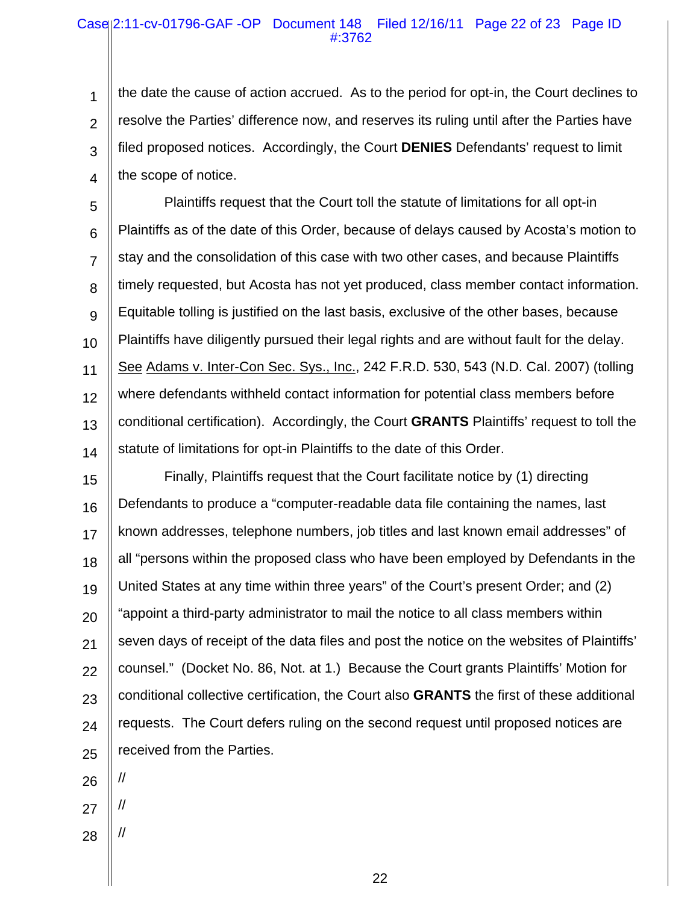the date the cause of action accrued. As to the period for opt-in, the Court declines to resolve the Parties' difference now, and reserves its ruling until after the Parties have filed proposed notices. Accordingly, the Court **DENIES** Defendants' request to limit the scope of notice.

Plaintiffs request that the Court toll the statute of limitations for all opt-in Plaintiffs as of the date of this Order, because of delays caused by Acosta's motion to stay and the consolidation of this case with two other cases, and because Plaintiffs timely requested, but Acosta has not yet produced, class member contact information. Equitable tolling is justified on the last basis, exclusive of the other bases, because Plaintiffs have diligently pursued their legal rights and are without fault for the delay. See Adams v. Inter-Con Sec. Sys., Inc., 242 F.R.D. 530, 543 (N.D. Cal. 2007) (tolling where defendants withheld contact information for potential class members before conditional certification). Accordingly, the Court **GRANTS** Plaintiffs' request to toll the statute of limitations for opt-in Plaintiffs to the date of this Order.

Finally, Plaintiffs request that the Court facilitate notice by (1) directing Defendants to produce a "computer-readable data file containing the names, last known addresses, telephone numbers, job titles and last known email addresses" of all "persons within the proposed class who have been employed by Defendants in the United States at any time within three years" of the Court's present Order; and (2) "appoint a third-party administrator to mail the notice to all class members within seven days of receipt of the data files and post the notice on the websites of Plaintiffs' counsel." (Docket No. 86, Not. at 1.) Because the Court grants Plaintiffs' Motion for conditional collective certification, the Court also **GRANTS** the first of these additional requests. The Court defers ruling on the second request until proposed notices are received from the Parties.

//

//

//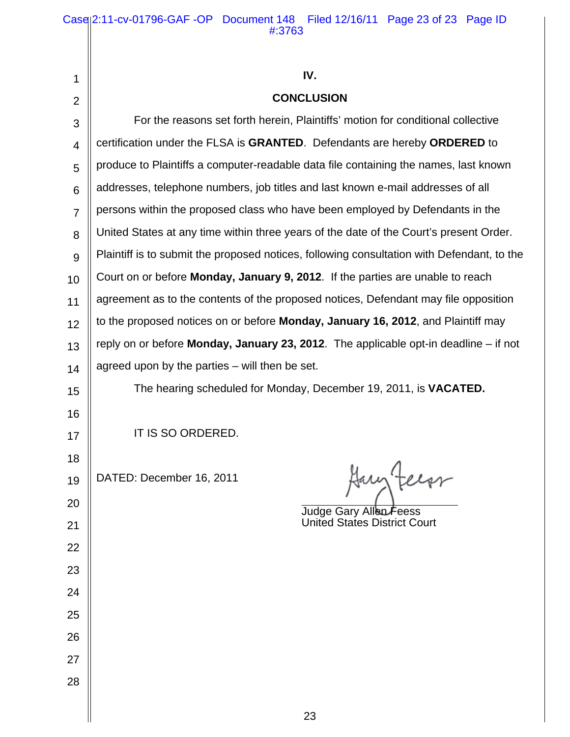## IV.

## CONCLUSION

For the reasons set forth herein, Plaintiffs' motion for conditional collective certification under the FLSA is **GRANTED**. Defendants are hereby **ORDERED** to produce to Plaintiffs a computer-readable data file containing the names, last known addresses, telephone numbers, job titles and last known e-mail addresses of all persons within the proposed class who have been employed by Defendants in the United States at any time within three years of the date of the Court's present Order. Plaintiff is to submit the proposed notices, following consultation with Defendant, to the Court on or before **Monday, January 9, 2012**. If the parties are unable to reach agreement as to the contents of the proposed notices, Defendant may file opposition to the proposed notices on or before **Monday, January 16, 2012**, and Plaintiff may reply on or before **Monday, January 23, 2012**. The applicable opt-in deadline – if not agreed upon by the parties – will then be set.

The hearing scheduled for Monday, December 19, 2011, is **VACATED.**

IT IS SO ORDERED.

DATED: December 16, 2011

Judge Gary Allen Feess
United States District Court